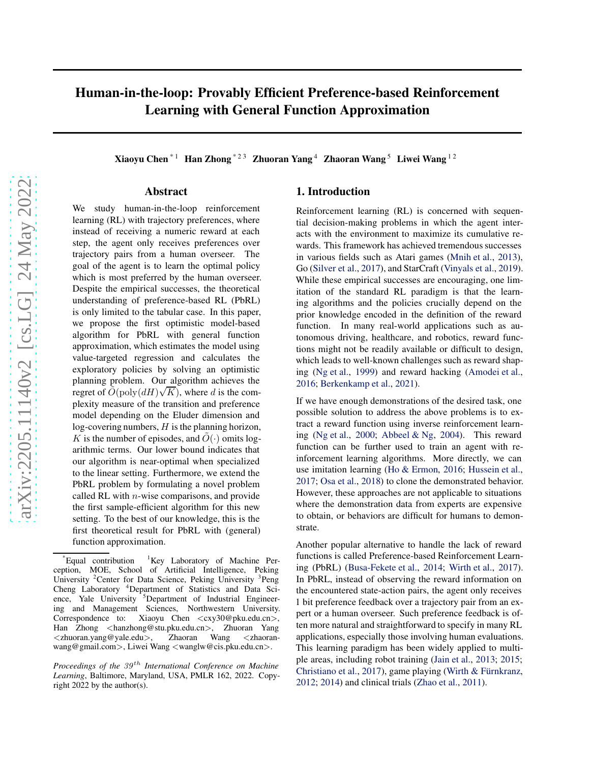# Human-in-the-loop: Provably Efficient Preference-based Reinforcement Learning with General Function Approximation

**Xiaoyu Chen** [*1] **Han Zhong** [*2 3] **Zhuoran Yang** [4] **Zhaoran Wang** [5] **Liwei Wang** [1 2]

## Abstract

We study human-in-the-loop reinforcement learning (RL) with trajectory preferences, where instead of receiving a numeric reward at each step, the agent only receives preferences over trajectory pairs from a human overseer. The goal of the agent is to learn the optimal policy which is most preferred by the human overseer. Despite the empirical successes, the theoretical understanding of preference-based RL (PbRL) is only limited to the tabular case. In this paper, we propose the first optimistic model-based algorithm for PbRL with general function approximation, which estimates the model using value-targeted regression and calculates the exploratory policies by solving an optimistic planning problem. Our algorithm achieves the regret of $\tilde{O}(\text{poly}(dH)\sqrt{K})$, where $d$ is the complexity measure of the transition and preference model depending on the Eluder dimension and log-covering numbers, $H$ is the planning horizon, $K$ is the number of episodes, and $\tilde{O}(\cdot)$ omits logarithmic terms. Our lower bound indicates that our algorithm is near-optimal when specialized to the linear setting. Furthermore, we extend the PbRL problem by formulating a novel problem called RL with $n$-wise comparisons, and provide the first sample-efficient algorithm for this new setting. To the best of our knowledge, this is the first theoretical result for PbRL with (general) function approximation.

## 1. Introduction

Reinforcement learning (RL) is concerned with sequential decision-making problems in which the agent interacts with the environment to maximize its cumulative rewards. This framework has achieved tremendous successes in various fields such as Atari games (Mnih et al., 2013), Go (Silver et al., 2017), and StarCraft (Vinyals et al., 2019). While these empirical successes are encouraging, one limitation of the standard RL paradigm is that the learning algorithms and the policies crucially depend on the prior knowledge encoded in the definition of the reward function. In many real-world applications such as autonomous driving, healthcare, and robotics, reward functions might not be readily available or difficult to design, which leads to well-known challenges such as reward shaping (Ng et al., 1999) and reward hacking (Amodei et al., 2016; Berkenkamp et al., 2021).

If we have enough demonstrations of the desired task, one possible solution to address the above problems is to extract a reward function using inverse reinforcement learning (Ng et al., 2000; Abbeel & Ng, 2004). This reward function can be further used to train an agent with reinforcement learning algorithms. More directly, we can use imitation learning (Ho & Ermon, 2016; Hussein et al., 2017; Osa et al., 2018) to clone the demonstrated behavior. However, these approaches are not applicable to situations where the demonstration data from experts are expensive to obtain, or behaviors are difficult for humans to demonstrate.

Another popular alternative to handle the lack of reward functions is called Preference-based Reinforcement Learning (PbRL) (Busa-Fekete et al., 2014; Wirth et al., 2017). In PbRL, instead of observing the reward information on the encountered state-action pairs, the agent only receives 1 bit preference feedback over a trajectory pair from an expert or a human overseer. Such preference feedback is often more natural and straightforward to specify in many RL applications, especially those involving human evaluations. This learning paradigm has been widely applied to multiple areas, including robot training (Jain et al., 2013; 2015; Christiano et al., 2017), game playing (Wirth & Fürnkranz, 2012; 2014) and clinical trials (Zhao et al., 2011).

---

[*]Equal contribution [1]Key Laboratory of Machine Perception, MOE, School of Artificial Intelligence, Peking University [2]Center for Data Science, Peking University [3]Peng Cheng Laboratory [4]Department of Statistics and Data Science, Yale University [5]Department of Industrial Engineering and Management Sciences, Northwestern University. Correspondence to: Xiaoyu Chen <cxy30@pku.edu.cn>, Han Zhong <hanzhong@stu.pku.edu.cn>, Zhuoran Yang <zhuoran.yang@yale.edu>, Zhaoran Wang <zhaoranwang@gmail.com>, Liwei Wang <wanglw@cis.pku.edu.cn>.

*Proceedings of the 39th International Conference on Machine Learning*, Baltimore, Maryland, USA, PMLR 162, 2022. Copyright 2022 by the author(s).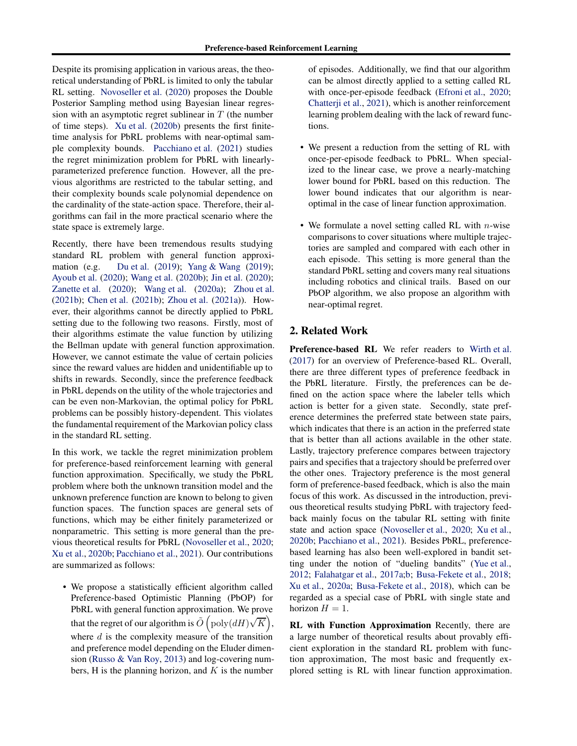Despite its promising application in various areas, the theoretical understanding of PbRL is limited to only the tabular RL setting. Novoseller et al. (2020) proposes the Double Posterior Sampling method using Bayesian linear regression with an asymptotic regret sublinear in $T$ (the number of time steps). Xu et al. (2020b) presents the first finite-time analysis for PbRL problems with near-optimal sample complexity bounds. Pacchiano et al. (2021) studies the regret minimization problem for PbRL with linearly-parameterized preference function. However, all the previous algorithms are restricted to the tabular setting, and their complexity bounds scale polynomial dependence on the cardinality of the state-action space. Therefore, their algorithms can fail in the more practical scenario where the state space is extremely large.

Recently, there have been tremendous results studying standard RL problem with general function approximation (e.g. Du et al. (2019); Yang & Wang (2019); Ayoub et al. (2020); Wang et al. (2020b); Jin et al. (2020); Zanette et al. (2020); Wang et al. (2020a); Zhou et al. (2021b); Chen et al. (2021b); Zhou et al. (2021a)). However, their algorithms cannot be directly applied to PbRL setting due to the following two reasons. Firstly, most of their algorithms estimate the value function by utilizing the Bellman update with general function approximation. However, we cannot estimate the value of certain policies since the reward values are hidden and unidentifiable up to shifts in rewards. Secondly, since the preference feedback in PbRL depends on the utility of the whole trajectories and can be even non-Markovian, the optimal policy for PbRL problems can be possibly history-dependent. This violates the fundamental requirement of the Markovian policy class in the standard RL setting.

In this work, we tackle the regret minimization problem for preference-based reinforcement learning with general function approximation. Specifically, we study the PbRL problem where both the unknown transition model and the unknown preference function are known to belong to given function spaces. The function spaces are general sets of functions, which may be either finitely parameterized or nonparametric. This setting is more general than the previous theoretical results for PbRL (Novoseller et al., 2020; Xu et al., 2020b; Pacchiano et al., 2021). Our contributions are summarized as follows:

- We propose a statistically efficient algorithm called Preference-based Optimistic Planning (PbOP) for PbRL with general function approximation. We prove that the regret of our algorithm is $\tilde{O}\left(\text{poly}(dH)\sqrt{K}\right)$, where $d$ is the complexity measure of the transition and preference model depending on the Eluder dimension (Russo & Van Roy, 2013) and log-covering numbers, H is the planning horizon, and $K$ is the number of episodes. Additionally, we find that our algorithm can be almost directly applied to a setting called RL with once-per-episode feedback (Efroni et al., 2020; Chatterji et al., 2021), which is another reinforcement learning problem dealing with the lack of reward functions.
- We present a reduction from the setting of RL with once-per-episode feedback to PbRL. When specialized to the linear case, we prove a nearly-matching lower bound for PbRL based on this reduction. The lower bound indicates that our algorithm is near-optimal in the case of linear function approximation.
- We formulate a novel setting called RL with $n$-wise comparisons to cover situations where multiple trajectories are sampled and compared with each other in each episode. This setting is more general than the standard PbRL setting and covers many real situations including robotics and clinical trails. Based on our PbOP algorithm, we also propose an algorithm with near-optimal regret.

## 2. Related Work

**Preference-based RL** We refer readers to Wirth et al. (2017) for an overview of Preference-based RL. Overall, there are three different types of preference feedback in the PbRL literature. Firstly, the preferences can be defined on the action space where the labeler tells which action is better for a given state. Secondly, state preference determines the preferred state between state pairs, which indicates that there is an action in the preferred state that is better than all actions available in the other state. Lastly, trajectory preference compares between trajectory pairs and specifies that a trajectory should be preferred over the other ones. Trajectory preference is the most general form of preference-based feedback, which is also the main focus of this work. As discussed in the introduction, previous theoretical results studying PbRL with trajectory feedback mainly focus on the tabular RL setting with finite state and action space (Novoseller et al., 2020; Xu et al., 2020b; Pacchiano et al., 2021). Besides PbRL, preference-based learning has also been well-explored in bandit setting under the notion of "dueling bandits" (Yue et al., 2012; Falahatgar et al., 2017a;b; Busa-Fekete et al., 2018; Xu et al., 2020a; Busa-Fekete et al., 2018), which can be regarded as a special case of PbRL with single state and horizon $H = 1$.

**RL with Function Approximation** Recently, there are a large number of theoretical results about provably efficient exploration in the standard RL problem with function approximation, The most basic and frequently explored setting is RL with linear function approximation.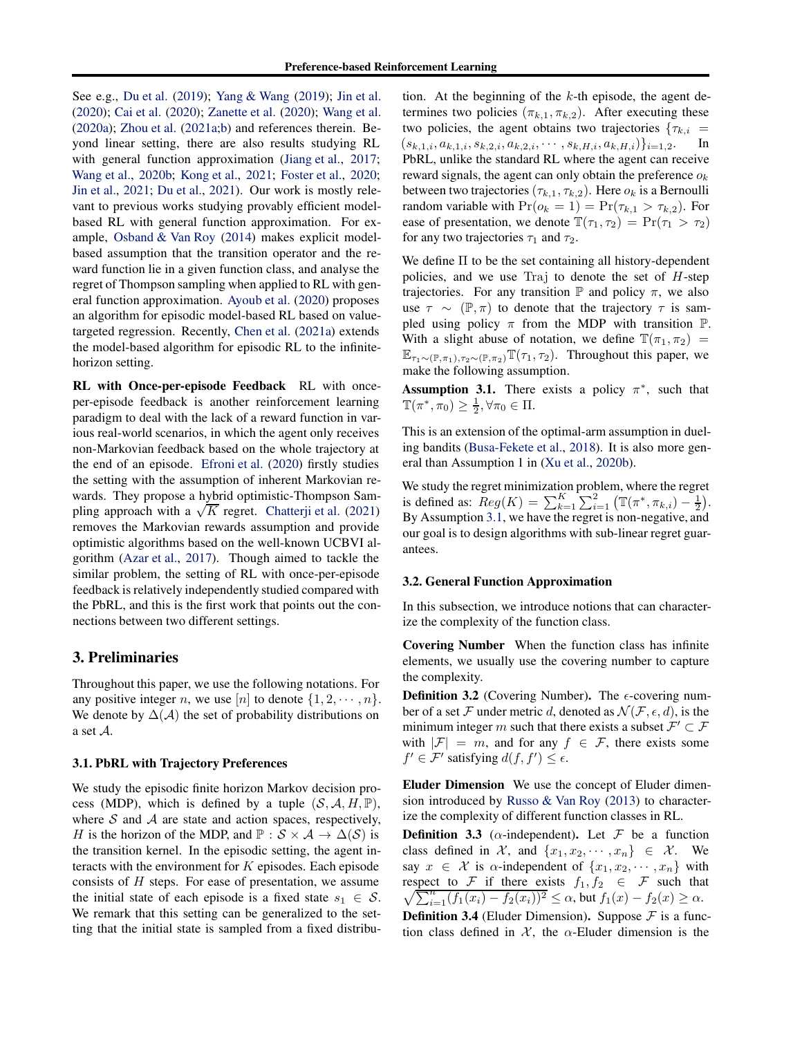See e.g., Du et al. (2019); Yang & Wang (2019); Jin et al. (2020); Cai et al. (2020); Zanette et al. (2020); Wang et al. (2020a); Zhou et al. (2021a;b) and references therein. Beyond linear setting, there are also results studying RL with general function approximation (Jiang et al., 2017; Wang et al., 2020b; Kong et al., 2021; Foster et al., 2020; Jin et al., 2021; Du et al., 2021). Our work is mostly relevant to previous works studying provably efficient model-based RL with general function approximation. For example, Osband & Van Roy (2014) makes explicit model-based assumption that the transition operator and the reward function lie in a given function class, and analyse the regret of Thompson sampling when applied to RL with general function approximation. Ayoub et al. (2020) proposes an algorithm for episodic model-based RL based on value-targeted regression. Recently, Chen et al. (2021a) extends the model-based algorithm for episodic RL to the infinite-horizon setting.

**RL with Once-per-episode Feedback** RL with once-per-episode feedback is another reinforcement learning paradigm to deal with the lack of a reward function in various real-world scenarios, in which the agent only receives non-Markovian feedback based on the whole trajectory at the end of an episode. Efroni et al. (2020) firstly studies the setting with the assumption of inherent Markovian rewards. They propose a hybrid optimistic-Thompson Sampling approach with a $\sqrt{K}$ regret. Chatterji et al. (2021) removes the Markovian rewards assumption and provide optimistic algorithms based on the well-known UCBVI algorithm (Azar et al., 2017). Though aimed to tackle the similar problem, the setting of RL with once-per-episode feedback is relatively independently studied compared with the PbRL, and this is the first work that points out the connections between two different settings.

# 3. Preliminaries

Throughout this paper, we use the following notations. For any positive integer $n$, we use $[n]$ to denote $\{1, 2, \cdots, n\}$. We denote by $\Delta(\mathcal{A})$ the set of probability distributions on a set $\mathcal{A}$.

## 3.1. PbRL with Trajectory Preferences

We study the episodic finite horizon Markov decision process (MDP), which is defined by a tuple $(\mathcal{S}, \mathcal{A}, H, \mathbb{P})$, where $\mathcal{S}$ and $\mathcal{A}$ are state and action spaces, respectively, $H$ is the horizon of the MDP, and $\mathbb{P} : \mathcal{S} \times \mathcal{A} \to \Delta(\mathcal{S})$ is the transition kernel. In the episodic setting, the agent interacts with the environment for $K$ episodes. Each episode consists of $H$ steps. For ease of presentation, we assume the initial state of each episode is a fixed state $s_1 \in \mathcal{S}$. We remark that this setting can be generalized to the setting that the initial state is sampled from a fixed distribution. At the beginning of the $k$-th episode, the agent determines two policies $(\pi_{k,1}, \pi_{k,2})$. After executing these two policies, the agent obtains two trajectories $\{\tau_{k,i} = (s_{k,1,i}, a_{k,1,i}, s_{k,2,i}, a_{k,2,i}, \cdots, s_{k,H,i}, a_{k,H,i})\}_{i=1,2}$. In PbRL, unlike the standard RL where the agent can receive reward signals, the agent can only obtain the preference $o_k$ between two trajectories $(\tau_{k,1}, \tau_{k,2})$. Here $o_k$ is a Bernoulli random variable with $\Pr(o_k = 1) = \Pr(\tau_{k,1} > \tau_{k,2})$. For ease of presentation, we denote $\mathbb{T}(\tau_1, \tau_2) = \Pr(\tau_1 > \tau_2)$ for any two trajectories $\tau_1$ and $\tau_2$.

We define $\Pi$ to be the set containing all history-dependent policies, and we use $\mathrm{Traj}$ to denote the set of $H$-step trajectories. For any transition $\mathbb{P}$ and policy $\pi$, we also use $\tau \sim (\mathbb{P}, \pi)$ to denote that the trajectory $\tau$ is sampled using policy $\pi$ from the MDP with transition $\mathbb{P}$. With a slight abuse of notation, we define $\mathbb{T}(\pi_1, \pi_2) = \mathbb{E}_{\tau_1 \sim (\mathbb{P}, \pi_1), \tau_2 \sim (\mathbb{P}, \pi_2)} \mathbb{T}(\tau_1, \tau_2)$. Throughout this paper, we make the following assumption.

**Assumption 3.1.** There exists a policy $\pi^*$, such that $\mathbb{T}(\pi^*, \pi_0) \geq \frac{1}{2}, \forall \pi_0 \in \Pi$.

This is an extension of the optimal-arm assumption in dueling bandits (Busa-Fekete et al., 2018). It is also more general than Assumption 1 in (Xu et al., 2020b).

We study the regret minimization problem, where the regret is defined as: $Reg(K) = \sum_{k=1}^{K} \sum_{i=1}^{2} \left( \mathbb{T}(\pi^*, \pi_{k,i}) - \frac{1}{2} \right)$. By Assumption 3.1, we have the regret is non-negative, and our goal is to design algorithms with sub-linear regret guarantees.

## 3.2. General Function Approximation

In this subsection, we introduce notions that can characterize the complexity of the function class.

**Covering Number** When the function class has infinite elements, we usually use the covering number to capture the complexity.

**Definition 3.2** (Covering Number). The $\epsilon$-covering number of a set $\mathcal{F}$ under metric $d$, denoted as $\mathcal{N}(\mathcal{F}, \epsilon, d)$, is the minimum integer $m$ such that there exists a subset $\mathcal{F}' \subset \mathcal{F}$ with $|\mathcal{F}| = m$, and for any $f \in \mathcal{F}$, there exists some $f' \in \mathcal{F}'$ satisfying $d(f, f') \leq \epsilon$.

**Eluder Dimension** We use the concept of Eluder dimension introduced by Russo & Van Roy (2013) to characterize the complexity of different function classes in RL.

**Definition 3.3** ($\alpha$-independent). Let $\mathcal{F}$ be a function class defined in $\mathcal{X}$, and $\{x_1, x_2, \cdots, x_n\} \in \mathcal{X}$. We say $x \in \mathcal{X}$ is $\alpha$-independent of $\{x_1, x_2, \cdots, x_n\}$ with respect to $\mathcal{F}$ if there exists $f_1, f_2 \in \mathcal{F}$ such that $\sqrt{\sum_{i=1}^{n} (f_1(x_i) - f_2(x_i))^2} \leq \alpha$, but $f_1(x) - f_2(x) \geq \alpha$.

**Definition 3.4** (Eluder Dimension). Suppose $\mathcal{F}$ is a function class defined in $\mathcal{X}$, the $\alpha$-Eluder dimension is the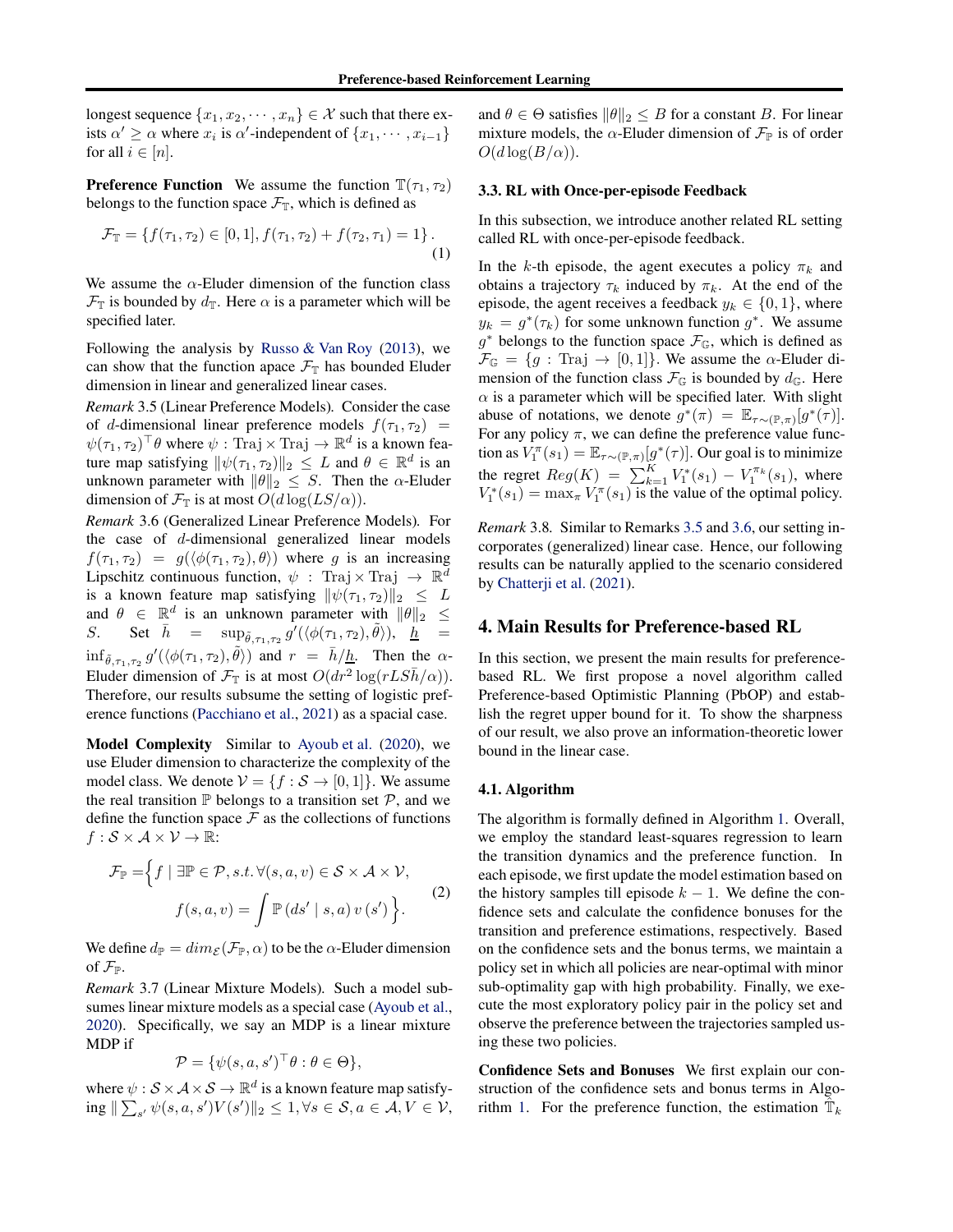longest sequence $\{x_1, x_2, \cdots, x_n\} \in \mathcal{X}$ such that there exists $\alpha' \geq \alpha$ where $x_i$ is $\alpha'$-independent of $\{x_1, \cdots, x_{i-1}\}$ for all $i \in [n]$.

**Preference Function** We assume the function $\mathbb{T}(\tau_1, \tau_2)$ belongs to the function space $\mathcal{F}_{\mathbb{T}}$, which is defined as

$$\mathcal{F}_{\mathbb{T}} = \{f(\tau_1, \tau_2) \in [0, 1], f(\tau_1, \tau_2) + f(\tau_2, \tau_1) = 1\}. \tag{1}$$

We assume the $\alpha$-Eluder dimension of the function class $\mathcal{F}_{\mathbb{T}}$ is bounded by $d_{\mathbb{T}}$. Here $\alpha$ is a parameter which will be specified later.

Following the analysis by Russo & Van Roy (2013), we can show that the function apace $\mathcal{F}_{\mathbb{T}}$ has bounded Eluder dimension in linear and generalized linear cases.

*Remark* 3.5 (Linear Preference Models). Consider the case of $d$-dimensional linear preference models $f(\tau_1, \tau_2) = \psi(\tau_1, \tau_2)^\top \theta$ where $\psi : \mathrm{Traj} \times \mathrm{Traj} \to \mathbb{R}^d$ is a known feature map satisfying $\|\psi(\tau_1, \tau_2)\|_2 \leq L$ and $\theta \in \mathbb{R}^d$ is an unknown parameter with $\|\theta\|_2 \leq S$. Then the $\alpha$-Eluder dimension of $\mathcal{F}_{\mathbb{T}}$ is at most $O(d \log(LS/\alpha))$.

*Remark* 3.6 (Generalized Linear Preference Models). For the case of $d$-dimensional generalized linear models $f(\tau_1, \tau_2) = g(\langle \phi(\tau_1, \tau_2), \theta \rangle)$ where $g$ is an increasing Lipschitz continuous function, $\psi : \mathrm{Traj} \times \mathrm{Traj} \to \mathbb{R}^d$ is a known feature map satisfying $\|\psi(\tau_1, \tau_2)\|_2 \leq L$ and $\theta \in \mathbb{R}^d$ is an unknown parameter with $\|\theta\|_2 \leq S$. Set $\bar{h} = \sup_{\tilde{\theta}, \tau_1, \tau_2} g'(\langle \phi(\tau_1, \tau_2), \tilde{\theta} \rangle)$, $\underline{h} = \inf_{\tilde{\theta}, \tau_1, \tau_2} g'(\langle \phi(\tau_1, \tau_2), \tilde{\theta} \rangle)$ and $r = \bar{h}/\underline{h}$. Then the $\alpha$-Eluder dimension of $\mathcal{F}_{\mathbb{T}}$ is at most $O(dr^2 \log(rLS\bar{h}/\alpha))$. Therefore, our results subsume the setting of logistic preference functions (Pacchiano et al., 2021) as a spacial case.

**Model Complexity** Similar to Ayoub et al. (2020), we use Eluder dimension to characterize the complexity of the model class. We denote $\mathcal{V} = \{f : \mathcal{S} \to [0, 1]\}$. We assume the real transition $\mathbb{P}$ belongs to a transition set $\mathcal{P}$, and we define the function space $\mathcal{F}$ as the collections of functions $f : \mathcal{S} \times \mathcal{A} \times \mathcal{V} \to \mathbb{R}$:

$$\begin{aligned}\mathcal{F}_{\mathbb{P}} = \Big\{ f \mid \exists \mathbb{P} \in \mathcal{P}, s.t. \forall (s, a, v) \in \mathcal{S} \times \mathcal{A} \times \mathcal{V}, \\ f(s, a, v) = \int \mathbb{P}(ds' \mid s, a)\, v(s') \Big\}.\end{aligned} \tag{2}$$

We define $d_{\mathbb{P}} = dim_{\mathcal{E}}(\mathcal{F}_{\mathbb{P}}, \alpha)$ to be the $\alpha$-Eluder dimension of $\mathcal{F}_{\mathbb{P}}$.

*Remark* 3.7 (Linear Mixture Models). Such a model subsumes linear mixture models as a special case (Ayoub et al., 2020). Specifically, we say an MDP is a linear mixture MDP if

$$\mathcal{P} = \{\psi(s, a, s')^\top \theta : \theta \in \Theta\},$$

where $\psi : \mathcal{S} \times \mathcal{A} \times \mathcal{S} \to \mathbb{R}^d$ is a known feature map satisfying $\|\sum_{s'} \psi(s, a, s') V(s')\|_2 \leq 1, \forall s \in \mathcal{S}, a \in \mathcal{A}, V \in \mathcal{V}$, and $\theta \in \Theta$ satisfies $\|\theta\|_2 \leq B$ for a constant $B$. For linear mixture models, the $\alpha$-Eluder dimension of $\mathcal{F}_{\mathbb{P}}$ is of order $O(d \log(B/\alpha))$.

### 3.3. RL with Once-per-episode Feedback

In this subsection, we introduce another related RL setting called RL with once-per-episode feedback.

In the $k$-th episode, the agent executes a policy $\pi_k$ and obtains a trajectory $\tau_k$ induced by $\pi_k$. At the end of the episode, the agent receives a feedback $y_k \in \{0, 1\}$, where $y_k = g^*(\tau_k)$ for some unknown function $g^*$. We assume $g^*$ belongs to the function space $\mathcal{F}_{\mathbb{G}}$, which is defined as $\mathcal{F}_{\mathbb{G}} = \{g : \mathrm{Traj} \to [0, 1]\}$. We assume the $\alpha$-Eluder dimension of the function class $\mathcal{F}_{\mathbb{G}}$ is bounded by $d_{\mathbb{G}}$. Here $\alpha$ is a parameter which will be specified later. With slight abuse of notations, we denote $g^*(\pi) = \mathbb{E}_{\tau \sim (\mathbb{P}, \pi)}[g^*(\tau)]$. For any policy $\pi$, we can define the preference value function as $V_1^\pi(s_1) = \mathbb{E}_{\tau \sim (\mathbb{P}, \pi)}[g^*(\tau)]$. Our goal is to minimize the regret $Reg(K) = \sum_{k=1}^K V_1^*(s_1) - V_1^{\pi_k}(s_1)$, where $V_1^*(s_1) = \max_\pi V_1^\pi(s_1)$ is the value of the optimal policy.

*Remark* 3.8. Similar to Remarks 3.5 and 3.6, our setting incorporates (generalized) linear case. Hence, our following results can be naturally applied to the scenario considered by Chatterji et al. (2021).

## 4. Main Results for Preference-based RL

In this section, we present the main results for preference-based RL. We first propose a novel algorithm called Preference-based Optimistic Planning (PbOP) and establish the regret upper bound for it. To show the sharpness of our result, we also prove an information-theoretic lower bound in the linear case.

### 4.1. Algorithm

The algorithm is formally defined in Algorithm 1. Overall, we employ the standard least-squares regression to learn the transition dynamics and the preference function. In each episode, we first update the model estimation based on the history samples till episode $k - 1$. We define the confidence sets and calculate the confidence bonuses for the transition and preference estimations, respectively. Based on the confidence sets and the bonus terms, we maintain a policy set in which all policies are near-optimal with minor sub-optimality gap with high probability. Finally, we execute the most exploratory policy pair in the policy set and observe the preference between the trajectories sampled using these two policies.

**Confidence Sets and Bonuses** We first explain our construction of the confidence sets and bonus terms in Algorithm 1. For the preference function, the estimation $\hat{\mathbb{T}}_k$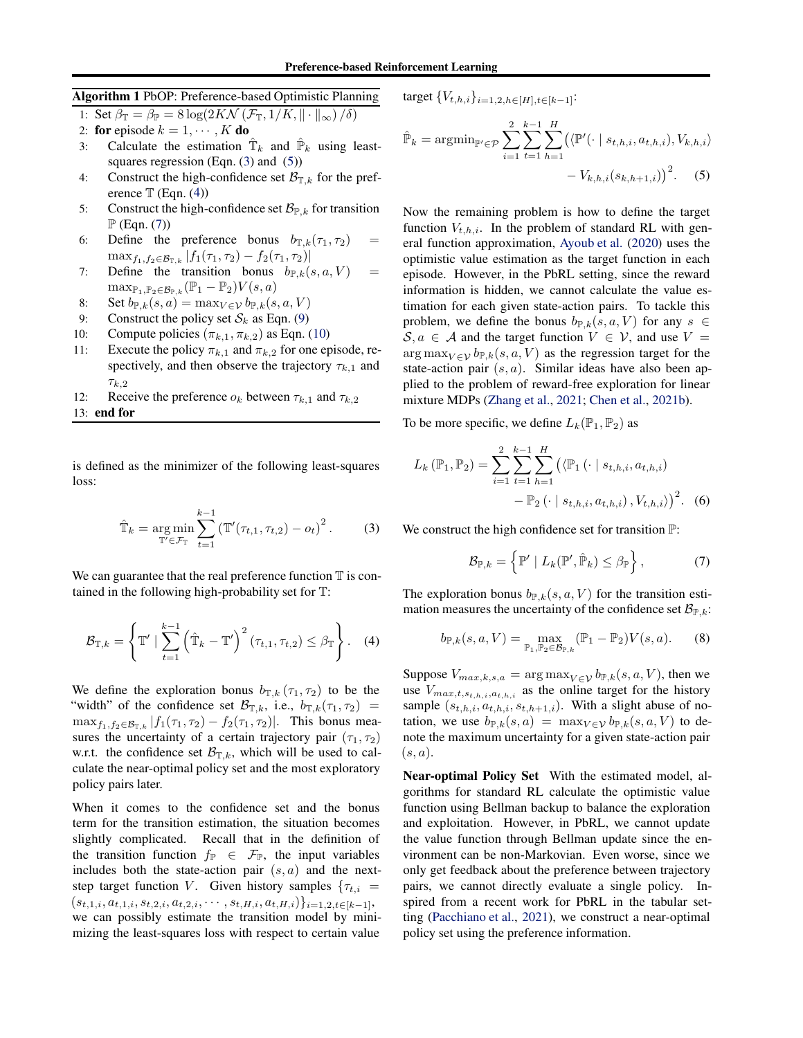**Algorithm 1** PbOP: Preference-based Optimistic Planning

1: Set $\beta_{\mathbb{T}} = \beta_{\mathbb{P}} = 8\log(2K\mathcal{N}(\mathcal{F}_{\mathbb{T}}, 1/K, \|\cdot\|_\infty)/\delta)$
2: **for** episode $k = 1, \cdots, K$ **do**
3: Calculate the estimation $\hat{\mathbb{T}}_k$ and $\hat{\mathbb{P}}_k$ using least-squares regression (Eqn. (3) and (5))
4: Construct the high-confidence set $\mathcal{B}_{\mathbb{T},k}$ for the preference $\mathbb{T}$ (Eqn. (4))
5: Construct the high-confidence set $\mathcal{B}_{\mathbb{P},k}$ for transition $\mathbb{P}$ (Eqn. (7))
6: Define the preference bonus $b_{\mathbb{T},k}(\tau_1, \tau_2) = \max_{f_1, f_2 \in \mathcal{B}_{\mathbb{T},k}} |f_1(\tau_1, \tau_2) - f_2(\tau_1, \tau_2)|$
7: Define the transition bonus $b_{\mathbb{P},k}(s, a, V) = \max_{\mathbb{P}_1, \mathbb{P}_2 \in \mathcal{B}_{\mathbb{P},k}} (\mathbb{P}_1 - \mathbb{P}_2)V(s, a)$
8: Set $b_{\mathbb{P},k}(s, a) = \max_{V \in \mathcal{V}} b_{\mathbb{P},k}(s, a, V)$
9: Construct the policy set $\mathcal{S}_k$ as Eqn. (9)
10: Compute policies $(\pi_{k,1}, \pi_{k,2})$ as Eqn. (10)
11: Execute the policy $\pi_{k,1}$ and $\pi_{k,2}$ for one episode, respectively, and then observe the trajectory $\tau_{k,1}$ and $\tau_{k,2}$
12: Receive the preference $o_k$ between $\tau_{k,1}$ and $\tau_{k,2}$
13: **end for**

is defined as the minimizer of the following least-squares loss:

$$\hat{\mathbb{T}}_k = \underset{\mathbb{T}' \in \mathcal{F}_{\mathbb{T}}}{\arg\min} \sum_{t=1}^{k-1} \left(\mathbb{T}'(\tau_{t,1}, \tau_{t,2}) - o_t\right)^2. \tag{3}$$

We can guarantee that the real preference function $\mathbb{T}$ is contained in the following high-probability set for $\mathbb{T}$:

$$\mathcal{B}_{\mathbb{T},k} = \left\{\mathbb{T}' \mid \sum_{t=1}^{k-1}\left(\hat{\mathbb{T}}_k - \mathbb{T}'\right)^2(\tau_{t,1}, \tau_{t,2}) \leq \beta_{\mathbb{T}}\right\}. \tag{4}$$

We define the exploration bonus $b_{\mathbb{T},k}(\tau_1, \tau_2)$ to be the "width" of the confidence set $\mathcal{B}_{\mathbb{T},k}$, i.e., $b_{\mathbb{T},k}(\tau_1, \tau_2) = \max_{f_1, f_2 \in \mathcal{B}_{\mathbb{T},k}} |f_1(\tau_1, \tau_2) - f_2(\tau_1, \tau_2)|$. This bonus measures the uncertainty of a certain trajectory pair $(\tau_1, \tau_2)$ w.r.t. the confidence set $\mathcal{B}_{\mathbb{T},k}$, which will be used to calculate the near-optimal policy set and the most exploratory policy pairs later.

When it comes to the confidence set and the bonus term for the transition estimation, the situation becomes slightly complicated. Recall that in the definition of the transition function $f_{\mathbb{P}} \in \mathcal{F}_{\mathbb{P}}$, the input variables includes both the state-action pair $(s, a)$ and the next-step target function $V$. Given history samples $\{\tau_{t,i} = (s_{t,1,i}, a_{t,1,i}, s_{t,2,i}, a_{t,2,i}, \cdots, s_{t,H,i}, a_{t,H,i})\}_{i=1,2,t\in[k-1]}$, we can possibly estimate the transition model by minimizing the least-squares loss with respect to certain value target $\{V_{t,h,i}\}_{i=1,2,h\in[H],t\in[k-1]}$:

$$\hat{\mathbb{P}}_k = \mathrm{argmin}_{\mathbb{P}' \in \mathcal{P}} \sum_{i=1}^{2}\sum_{t=1}^{k-1}\sum_{h=1}^{H}\big(\langle \mathbb{P}'(\cdot \mid s_{t,h,i}, a_{t,h,i}), V_{k,h,i}\rangle - V_{k,h,i}(s_{k,h+1,i})\big)^2. \tag{5}$$

Now the remaining problem is how to define the target function $V_{t,h,i}$. In the problem of standard RL with general function approximation, Ayoub et al. (2020) uses the optimistic value estimation as the target function in each episode. However, in the PbRL setting, since the reward information is hidden, we cannot calculate the value estimation for each given state-action pairs. To tackle this problem, we define the bonus $b_{\mathbb{P},k}(s, a, V)$ for any $s \in \mathcal{S}, a \in \mathcal{A}$ and the target function $V \in \mathcal{V}$, and use $V = \arg\max_{V \in \mathcal{V}} b_{\mathbb{P},k}(s, a, V)$ as the regression target for the state-action pair $(s, a)$. Similar ideas have also been applied to the problem of reward-free exploration for linear mixture MDPs (Zhang et al., 2021; Chen et al., 2021b).

To be more specific, we define $L_k(\mathbb{P}_1, \mathbb{P}_2)$ as

$$L_k(\mathbb{P}_1, \mathbb{P}_2) = \sum_{i=1}^{2}\sum_{t=1}^{k-1}\sum_{h=1}^{H}\big(\langle \mathbb{P}_1(\cdot \mid s_{t,h,i}, a_{t,h,i}) - \mathbb{P}_2(\cdot \mid s_{t,h,i}, a_{t,h,i}), V_{t,h,i}\rangle\big)^2. \tag{6}$$

We construct the high confidence set for transition $\mathbb{P}$:

$$\mathcal{B}_{\mathbb{P},k} = \left\{\mathbb{P}' \mid L_k(\mathbb{P}', \hat{\mathbb{P}}_k) \leq \beta_{\mathbb{P}}\right\}, \tag{7}$$

The exploration bonus $b_{\mathbb{P},k}(s, a, V)$ for the transition estimation measures the uncertainty of the confidence set $\mathcal{B}_{\mathbb{P},k}$:

$$b_{\mathbb{P},k}(s, a, V) = \max_{\mathbb{P}_1, \mathbb{P}_2 \in \mathcal{B}_{\mathbb{P},k}} (\mathbb{P}_1 - \mathbb{P}_2)V(s, a). \tag{8}$$

Suppose $V_{max,k,s,a} = \arg\max_{V \in \mathcal{V}} b_{\mathbb{P},k}(s, a, V)$, then we use $V_{max,t,s_{t,h,i},a_{t,h,i}}$ as the online target for the history sample $(s_{t,h,i}, a_{t,h,i}, s_{t,h+1,i})$. With a slight abuse of notation, we use $b_{\mathbb{P},k}(s, a) = \max_{V \in \mathcal{V}} b_{\mathbb{P},k}(s, a, V)$ to denote the maximum uncertainty for a given state-action pair $(s, a)$.

**Near-optimal Policy Set** With the estimated model, algorithms for standard RL calculate the optimistic value function using Bellman backup to balance the exploration and exploitation. However, in PbRL, we cannot update the value function through Bellman update since the environment can be non-Markovian. Even worse, since we only get feedback about the preference between trajectory pairs, we cannot directly evaluate a single policy. Inspired from a recent work for PbRL in the tabular setting (Pacchiano et al., 2021), we construct a near-optimal policy set using the preference information.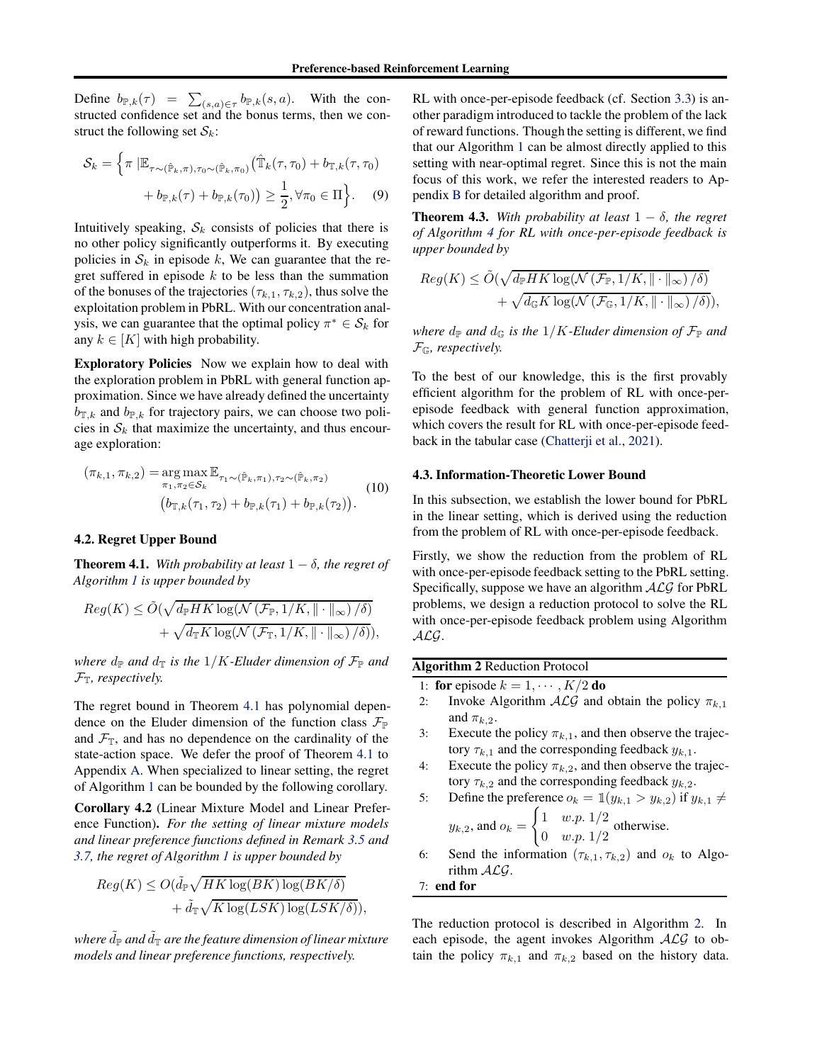Define $b_{\mathbb{P},k}(\tau) = \sum_{(s,a)\in\tau} b_{\mathbb{P},k}(s,a)$. With the constructed confidence set and the bonus terms, then we construct the following set $\mathcal{S}_k$:

$$\mathcal{S}_k = \Big\{\pi \,|\mathbb{E}_{\tau\sim(\hat{\mathbb{P}}_k,\pi),\tau_0\sim(\hat{\mathbb{P}}_k,\pi_0)}\big(\hat{\mathbb{T}}_k(\tau,\tau_0) + b_{\mathbb{T},k}(\tau,\tau_0) + b_{\mathbb{P},k}(\tau) + b_{\mathbb{P},k}(\tau_0)\big) \geq \frac{1}{2}, \forall \pi_0 \in \Pi\Big\}. \quad (9)$$

Intuitively speaking, $\mathcal{S}_k$ consists of policies that there is no other policy significantly outperforms it. By executing policies in $\mathcal{S}_k$ in episode $k$, We can guarantee that the regret suffered in episode $k$ to be less than the summation of the bonuses of the trajectories $(\tau_{k,1}, \tau_{k,2})$, thus solve the exploitation problem in PbRL. With our concentration analysis, we can guarantee that the optimal policy $\pi^* \in \mathcal{S}_k$ for any $k \in [K]$ with high probability.

**Exploratory Policies** Now we explain how to deal with the exploration problem in PbRL with general function approximation. Since we have already defined the uncertainty $b_{\mathbb{T},k}$ and $b_{\mathbb{P},k}$ for trajectory pairs, we can choose two policies in $\mathcal{S}_k$ that maximize the uncertainty, and thus encourage exploration:

$$(\pi_{k,1}, \pi_{k,2}) = \underset{\pi_1,\pi_2\in\mathcal{S}_k}{\arg\max}\, \mathbb{E}_{\tau_1\sim(\hat{\mathbb{P}}_k,\pi_1),\tau_2\sim(\hat{\mathbb{P}}_k,\pi_2)} \big(b_{\mathbb{T},k}(\tau_1,\tau_2) + b_{\mathbb{P},k}(\tau_1) + b_{\mathbb{P},k}(\tau_2)\big). \quad (10)$$

### 4.2. Regret Upper Bound

**Theorem 4.1.** *With probability at least $1-\delta$, the regret of Algorithm 1 is upper bounded by*

$$Reg(K) \leq \tilde{O}(\sqrt{d_{\mathbb{P}} HK \log(\mathcal{N}(\mathcal{F}_{\mathbb{P}}, 1/K, \|\cdot\|_\infty)/\delta)} + \sqrt{d_{\mathbb{T}} K \log(\mathcal{N}(\mathcal{F}_{\mathbb{T}}, 1/K, \|\cdot\|_\infty)/\delta)}),$$

*where $d_{\mathbb{P}}$ and $d_{\mathbb{T}}$ is the $1/K$-Eluder dimension of $\mathcal{F}_{\mathbb{P}}$ and $\mathcal{F}_{\mathbb{T}}$, respectively.*

The regret bound in Theorem 4.1 has polynomial dependence on the Eluder dimension of the function class $\mathcal{F}_{\mathbb{P}}$ and $\mathcal{F}_{\mathbb{T}}$, and has no dependence on the cardinality of the state-action space. We defer the proof of Theorem 4.1 to Appendix A. When specialized to linear setting, the regret of Algorithm 1 can be bounded by the following corollary.

**Corollary 4.2** (Linear Mixture Model and Linear Preference Function)**.** *For the setting of linear mixture models and linear preference functions defined in Remark 3.5 and 3.7, the regret of Algorithm 1 is upper bounded by*

$$Reg(K) \leq O(\tilde{d}_{\mathbb{P}}\sqrt{HK\log(BK)\log(BK/\delta)} + \tilde{d}_{\mathbb{T}}\sqrt{K\log(LSK)\log(LSK/\delta)}),$$

*where $\tilde{d}_{\mathbb{P}}$ and $\tilde{d}_{\mathbb{T}}$ are the feature dimension of linear mixture models and linear preference functions, respectively.*

RL with once-per-episode feedback (cf. Section 3.3) is another paradigm introduced to tackle the problem of the lack of reward functions. Though the setting is different, we find that our Algorithm 1 can be almost directly applied to this setting with near-optimal regret. Since this is not the main focus of this work, we refer the interested readers to Appendix B for detailed algorithm and proof.

**Theorem 4.3.** *With probability at least $1-\delta$, the regret of Algorithm 4 for RL with once-per-episode feedback is upper bounded by*

$$Reg(K) \leq \tilde{O}(\sqrt{d_{\mathbb{P}} HK \log(\mathcal{N}(\mathcal{F}_{\mathbb{P}}, 1/K, \|\cdot\|_\infty)/\delta)} + \sqrt{d_{\mathbb{G}} K \log(\mathcal{N}(\mathcal{F}_{\mathbb{G}}, 1/K, \|\cdot\|_\infty)/\delta)}),$$

*where $d_{\mathbb{P}}$ and $d_{\mathbb{G}}$ is the $1/K$-Eluder dimension of $\mathcal{F}_{\mathbb{P}}$ and $\mathcal{F}_{\mathbb{G}}$, respectively.*

To the best of our knowledge, this is the first provably efficient algorithm for the problem of RL with once-per-episode feedback with general function approximation, which covers the result for RL with once-per-episode feedback in the tabular case (Chatterji et al., 2021).

### 4.3. Information-Theoretic Lower Bound

In this subsection, we establish the lower bound for PbRL in the linear setting, which is derived using the reduction from the problem of RL with once-per-episode feedback.

Firstly, we show the reduction from the problem of RL with once-per-episode feedback setting to the PbRL setting. Specifically, suppose we have an algorithm $\mathcal{ALG}$ for PbRL problems, we design a reduction protocol to solve the RL with once-per-episode feedback problem using Algorithm $\mathcal{ALG}$.

**Algorithm 2** Reduction Protocol

1: **for** episode $k = 1, \cdots, K/2$ **do**
2: Invoke Algorithm $\mathcal{ALG}$ and obtain the policy $\pi_{k,1}$ and $\pi_{k,2}$.
3: Execute the policy $\pi_{k,1}$, and then observe the trajectory $\tau_{k,1}$ and the corresponding feedback $y_{k,1}$.
4: Execute the policy $\pi_{k,2}$, and then observe the trajectory $\tau_{k,2}$ and the corresponding feedback $y_{k,2}$.
5: Define the preference $o_k = \mathbb{1}(y_{k,1} > y_{k,2})$ if $y_{k,1} \neq y_{k,2}$, and $o_k = \begin{cases} 1 & w.p.\ 1/2 \\ 0 & w.p.\ 1/2 \end{cases}$ otherwise.
6: Send the information $(\tau_{k,1}, \tau_{k,2})$ and $o_k$ to Algorithm $\mathcal{ALG}$.
7: **end for**

The reduction protocol is described in Algorithm 2. In each episode, the agent invokes Algorithm $\mathcal{ALG}$ to obtain the policy $\pi_{k,1}$ and $\pi_{k,2}$ based on the history data.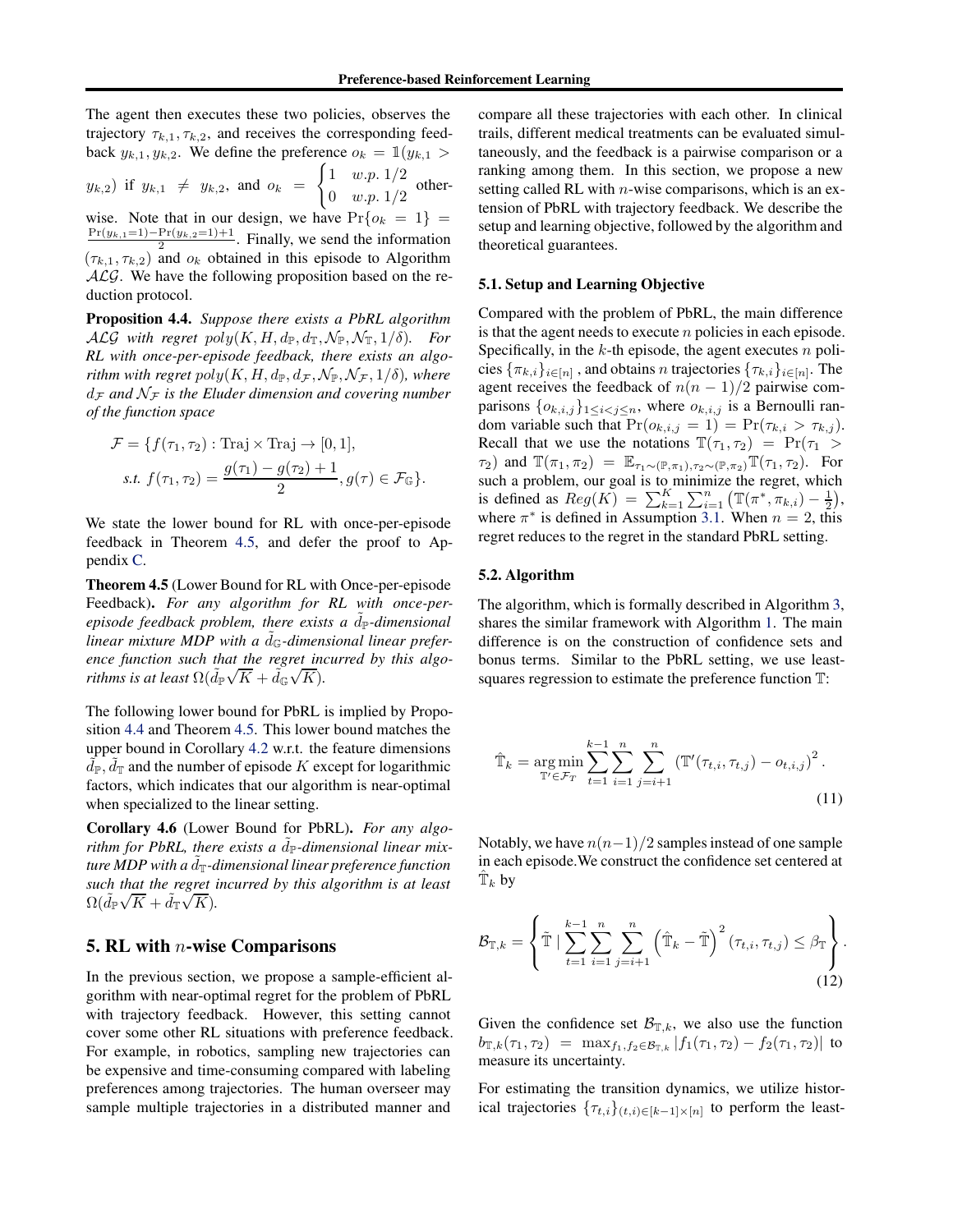The agent then executes these two policies, observes the trajectory $\tau_{k,1}, \tau_{k,2}$, and receives the corresponding feedback $y_{k,1}, y_{k,2}$. We define the preference $o_k = \mathbb{1}(y_{k,1} > y_{k,2})$ if $y_{k,1} \neq y_{k,2}$, and $o_k = \begin{cases} 1 & w.p.\ 1/2 \\ 0 & w.p.\ 1/2 \end{cases}$ otherwise. Note that in our design, we have $\Pr\{o_k = 1\} = \frac{\Pr(y_{k,1}=1) - \Pr(y_{k,2}=1) + 1}{2}$. Finally, we send the information $(\tau_{k,1}, \tau_{k,2})$ and $o_k$ obtained in this episode to Algorithm $\mathcal{ALG}$. We have the following proposition based on the reduction protocol.

**Proposition 4.4.** *Suppose there exists a PbRL algorithm $\mathcal{ALG}$ with regret $poly(K, H, d_{\mathbb{P}}, d_{\mathbb{T}}, \mathcal{N}_{\mathbb{P}}, \mathcal{N}_{\mathbb{T}}, 1/\delta)$. For RL with once-per-episode feedback, there exists an algorithm with regret $poly(K, H, d_{\mathbb{P}}, d_{\mathcal{F}}, \mathcal{N}_{\mathbb{P}}, \mathcal{N}_{\mathcal{F}}, 1/\delta)$, where $d_{\mathcal{F}}$ and $\mathcal{N}_{\mathcal{F}}$ is the Eluder dimension and covering number of the function space*

$$\mathcal{F} = \{f(\tau_1, \tau_2) : \mathrm{Traj} \times \mathrm{Traj} \to [0,1],$$
$$s.t.\ f(\tau_1, \tau_2) = \frac{g(\tau_1) - g(\tau_2) + 1}{2}, g(\tau) \in \mathcal{F}_{\mathbb{G}}\}.$$

We state the lower bound for RL with once-per-episode feedback in Theorem 4.5, and defer the proof to Appendix C.

**Theorem 4.5** (Lower Bound for RL with Once-per-episode Feedback)**.** *For any algorithm for RL with once-per-episode feedback problem, there exists a $\tilde{d}_{\mathbb{P}}$-dimensional linear mixture MDP with a $\tilde{d}_{\mathbb{G}}$-dimensional linear preference function such that the regret incurred by this algorithms is at least $\Omega(\tilde{d}_{\mathbb{P}}\sqrt{K} + \tilde{d}_{\mathbb{G}}\sqrt{K})$.*

The following lower bound for PbRL is implied by Proposition 4.4 and Theorem 4.5. This lower bound matches the upper bound in Corollary 4.2 w.r.t. the feature dimensions $\tilde{d}_{\mathbb{P}}, \tilde{d}_{\mathbb{T}}$ and the number of episode $K$ except for logarithmic factors, which indicates that our algorithm is near-optimal when specialized to the linear setting.

**Corollary 4.6** (Lower Bound for PbRL)**.** *For any algorithm for PbRL, there exists a $\tilde{d}_{\mathbb{P}}$-dimensional linear mixture MDP with a $\tilde{d}_{\mathbb{T}}$-dimensional linear preference function such that the regret incurred by this algorithm is at least $\Omega(\tilde{d}_{\mathbb{P}}\sqrt{K} + \tilde{d}_{\mathbb{T}}\sqrt{K})$.*

## 5. RL with $n$-wise Comparisons

In the previous section, we propose a sample-efficient algorithm with near-optimal regret for the problem of PbRL with trajectory feedback. However, this setting cannot cover some other RL situations with preference feedback. For example, in robotics, sampling new trajectories can be expensive and time-consuming compared with labeling preferences among trajectories. The human overseer may sample multiple trajectories in a distributed manner and compare all these trajectories with each other. In clinical trails, different medical treatments can be evaluated simultaneously, and the feedback is a pairwise comparison or a ranking among them. In this section, we propose a new setting called RL with $n$-wise comparisons, which is an extension of PbRL with trajectory feedback. We describe the setup and learning objective, followed by the algorithm and theoretical guarantees.

### 5.1. Setup and Learning Objective

Compared with the problem of PbRL, the main difference is that the agent needs to execute $n$ policies in each episode. Specifically, in the $k$-th episode, the agent executes $n$ policies $\{\pi_{k,i}\}_{i\in[n]}$ , and obtains $n$ trajectories $\{\tau_{k,i}\}_{i\in[n]}$. The agent receives the feedback of $n(n-1)/2$ pairwise comparisons $\{o_{k,i,j}\}_{1\le i<j\le n}$, where $o_{k,i,j}$ is a Bernoulli random variable such that $\Pr(o_{k,i,j} = 1) = \Pr(\tau_{k,i} > \tau_{k,j})$. Recall that we use the notations $\mathbb{T}(\tau_1, \tau_2) = \Pr(\tau_1 > \tau_2)$ and $\mathbb{T}(\pi_1, \pi_2) = \mathbb{E}_{\tau_1\sim(\mathbb{P},\pi_1),\tau_2\sim(\mathbb{P},\pi_2)}\mathbb{T}(\tau_1, \tau_2)$. For such a problem, our goal is to minimize the regret, which is defined as $Reg(K) = \sum_{k=1}^{K}\sum_{i=1}^{n}\left(\mathbb{T}(\pi^*, \pi_{k,i}) - \frac{1}{2}\right)$, where $\pi^*$ is defined in Assumption 3.1. When $n = 2$, this regret reduces to the regret in the standard PbRL setting.

### 5.2. Algorithm

The algorithm, which is formally described in Algorithm 3, shares the similar framework with Algorithm 1. The main difference is on the construction of confidence sets and bonus terms. Similar to the PbRL setting, we use least-squares regression to estimate the preference function $\mathbb{T}$:

$$\hat{\mathbb{T}}_k = \underset{\mathbb{T}'\in\mathcal{F}_T}{\arg\min} \sum_{t=1}^{k-1}\sum_{i=1}^{n}\sum_{j=i+1}^{n}\left(\mathbb{T}'(\tau_{t,i}, \tau_{t,j}) - o_{t,i,j}\right)^2. \tag{11}$$

Notably, we have $n(n-1)/2$ samples instead of one sample in each episode.We construct the confidence set centered at $\hat{\mathbb{T}}_k$ by

$$\mathcal{B}_{\mathbb{T},k} = \left\{\tilde{\mathbb{T}} \mid \sum_{t=1}^{k-1}\sum_{i=1}^{n}\sum_{j=i+1}^{n}\left(\hat{\mathbb{T}}_k - \tilde{\mathbb{T}}\right)^2(\tau_{t,i}, \tau_{t,j}) \le \beta_{\mathbb{T}}\right\}. \tag{12}$$

Given the confidence set $\mathcal{B}_{\mathbb{T},k}$, we also use the function $b_{\mathbb{T},k}(\tau_1, \tau_2) = \max_{f_1,f_2\in\mathcal{B}_{\mathbb{T},k}}|f_1(\tau_1, \tau_2) - f_2(\tau_1, \tau_2)|$ to measure its uncertainty.

For estimating the transition dynamics, we utilize historical trajectories $\{\tau_{t,i}\}_{(t,i)\in[k-1]\times[n]}$ to perform the least-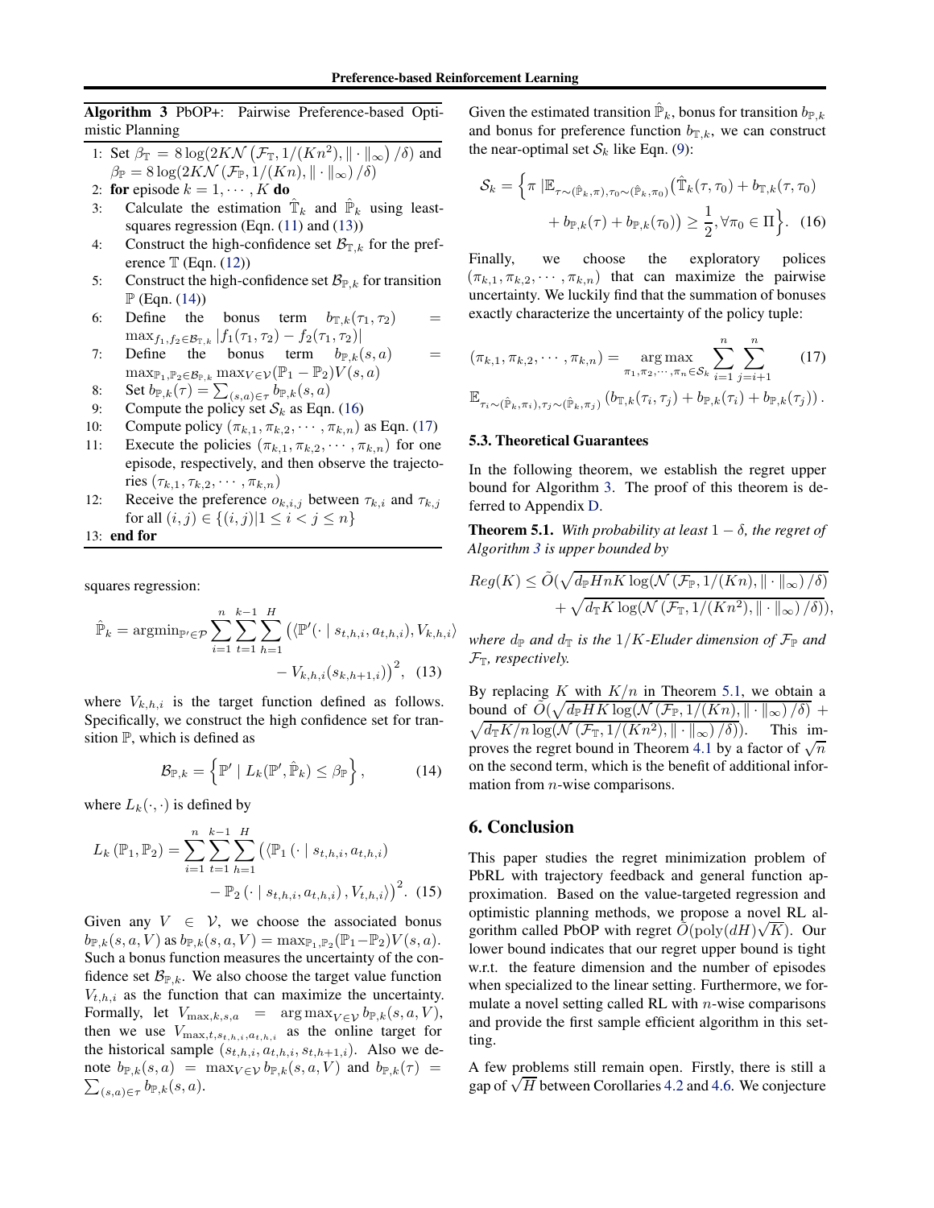**Algorithm 3** PbOP+: Pairwise Preference-based Optimistic Planning

1: Set $\beta_{\mathbb{T}} = 8\log(2K\mathcal{N}\left(\mathcal{F}_{\mathbb{T}}, 1/(Kn^2), \|\cdot\|_\infty\right)/\delta)$ and $\beta_{\mathbb{P}} = 8\log(2K\mathcal{N}\left(\mathcal{F}_{\mathbb{P}}, 1/(Kn), \|\cdot\|_\infty\right)/\delta)$
2: **for** episode $k = 1, \cdots, K$ **do**
3: Calculate the estimation $\hat{\mathbb{T}}_k$ and $\hat{\mathbb{P}}_k$ using least-squares regression (Eqn. (11) and (13))
4: Construct the high-confidence set $\mathcal{B}_{\mathbb{T},k}$ for the preference $\mathbb{T}$ (Eqn. (12))
5: Construct the high-confidence set $\mathcal{B}_{\mathbb{P},k}$ for transition $\mathbb{P}$ (Eqn. (14))
6: Define the bonus term $b_{\mathbb{T},k}(\tau_1, \tau_2) = \max_{f_1, f_2 \in \mathcal{B}_{\mathbb{T},k}} |f_1(\tau_1, \tau_2) - f_2(\tau_1, \tau_2)|$
7: Define the bonus term $b_{\mathbb{P},k}(s,a) = \max_{\mathbb{P}_1, \mathbb{P}_2 \in \mathcal{B}_{\mathbb{P},k}} \max_{V \in \mathcal{V}} (\mathbb{P}_1 - \mathbb{P}_2)V(s,a)$
8: Set $b_{\mathbb{P},k}(\tau) = \sum_{(s,a)\in\tau} b_{\mathbb{P},k}(s,a)$
9: Compute the policy set $\mathcal{S}_k$ as Eqn. (16)
10: Compute policy $(\pi_{k,1}, \pi_{k,2}, \cdots, \pi_{k,n})$ as Eqn. (17)
11: Execute the policies $(\pi_{k,1}, \pi_{k,2}, \cdots, \pi_{k,n})$ for one episode, respectively, and then observe the trajectories $(\tau_{k,1}, \tau_{k,2}, \cdots, \pi_{k,n})$
12: Receive the preference $o_{k,i,j}$ between $\tau_{k,i}$ and $\tau_{k,j}$ for all $(i,j) \in \{(i,j) | 1 \le i < j \le n\}$
13: **end for**

squares regression:

$$\hat{\mathbb{P}}_k = \operatorname{argmin}_{\mathbb{P}' \in \mathcal{P}} \sum_{i=1}^{n} \sum_{t=1}^{k-1} \sum_{h=1}^{H} \left(\langle \mathbb{P}'(\cdot \mid s_{t,h,i}, a_{t,h,i}), V_{k,h,i} \rangle - V_{k,h,i}(s_{k,h+1,i})\right)^2, \quad (13)$$

where $V_{k,h,i}$ is the target function defined as follows. Specifically, we construct the high confidence set for transition $\mathbb{P}$, which is defined as

$$\mathcal{B}_{\mathbb{P},k} = \left\{ \mathbb{P}' \mid L_k(\mathbb{P}', \hat{\mathbb{P}}_k) \le \beta_{\mathbb{P}} \right\}, \quad (14)$$

where $L_k(\cdot,\cdot)$ is defined by

$$L_k(\mathbb{P}_1, \mathbb{P}_2) = \sum_{i=1}^{n} \sum_{t=1}^{k-1} \sum_{h=1}^{H} \left(\langle \mathbb{P}_1(\cdot \mid s_{t,h,i}, a_{t,h,i}) - \mathbb{P}_2(\cdot \mid s_{t,h,i}, a_{t,h,i}), V_{t,h,i} \rangle\right)^2. \quad (15)$$

Given any $V \in \mathcal{V}$, we choose the associated bonus $b_{\mathbb{P},k}(s,a,V)$ as $b_{\mathbb{P},k}(s,a,V) = \max_{\mathbb{P}_1,\mathbb{P}_2}(\mathbb{P}_1 - \mathbb{P}_2)V(s,a)$. Such a bonus function measures the uncertainty of the confidence set $\mathcal{B}_{\mathbb{P},k}$. We also choose the target value function $V_{t,h,i}$ as the function that can maximize the uncertainty. Formally, let $V_{\max,k,s,a} = \arg\max_{V \in \mathcal{V}} b_{\mathbb{P},k}(s,a,V)$, then we use $V_{\max,t,s_{t,h,i},a_{t,h,i}}$ as the online target for the historical sample $(s_{t,h,i}, a_{t,h,i}, s_{t,h+1,i})$. Also we denote $b_{\mathbb{P},k}(s,a) = \max_{V\in\mathcal{V}} b_{\mathbb{P},k}(s,a,V)$ and $b_{\mathbb{P},k}(\tau) = \sum_{(s,a)\in\tau} b_{\mathbb{P},k}(s,a)$.

Given the estimated transition $\hat{\mathbb{P}}_k$, bonus for transition $b_{\mathbb{P},k}$ and bonus for preference function $b_{\mathbb{T},k}$, we can construct the near-optimal set $\mathcal{S}_k$ like Eqn. (9):

$$\mathcal{S}_k = \Big\{ \pi \,|\, \mathbb{E}_{\tau \sim (\hat{\mathbb{P}}_k, \pi), \tau_0 \sim (\hat{\mathbb{P}}_k, \pi_0)} \big(\hat{\mathbb{T}}_k(\tau, \tau_0) + b_{\mathbb{T},k}(\tau, \tau_0) + b_{\mathbb{P},k}(\tau) + b_{\mathbb{P},k}(\tau_0)\big) \ge \frac{1}{2}, \forall \pi_0 \in \Pi \Big\}. \quad (16)$$

Finally, we choose the exploratory polices $(\pi_{k,1}, \pi_{k,2}, \cdots, \pi_{k,n})$ that can maximize the pairwise uncertainty. We luckily find that the summation of bonuses exactly characterize the uncertainty of the policy tuple:

$$(\pi_{k,1}, \pi_{k,2}, \cdots, \pi_{k,n}) = \operatorname*{arg\,max}_{\pi_1, \pi_2, \cdots, \pi_n \in \mathcal{S}_k} \sum_{i=1}^{n} \sum_{j=i+1}^{n} \quad (17)$$
$$\mathbb{E}_{\tau_i \sim (\hat{\mathbb{P}}_k, \pi_i), \tau_j \sim (\hat{\mathbb{P}}_k, \pi_j)} \left(b_{\mathbb{T},k}(\tau_i, \tau_j) + b_{\mathbb{P},k}(\tau_i) + b_{\mathbb{P},k}(\tau_j)\right).$$

### 5.3. Theoretical Guarantees

In the following theorem, we establish the regret upper bound for Algorithm 3. The proof of this theorem is deferred to Appendix D.

**Theorem 5.1.** *With probability at least $1-\delta$, the regret of Algorithm 3 is upper bounded by*

$$Reg(K) \le \tilde{O}(\sqrt{d_{\mathbb{P}} HnK \log(\mathcal{N}(\mathcal{F}_{\mathbb{P}}, 1/(Kn), \|\cdot\|_\infty)/\delta)} + \sqrt{d_{\mathbb{T}} K \log(\mathcal{N}(\mathcal{F}_{\mathbb{T}}, 1/(Kn^2), \|\cdot\|_\infty)/\delta)}),$$

*where $d_{\mathbb{P}}$ and $d_{\mathbb{T}}$ is the $1/K$-Eluder dimension of $\mathcal{F}_{\mathbb{P}}$ and $\mathcal{F}_{\mathbb{T}}$, respectively.*

By replacing $K$ with $K/n$ in Theorem 5.1, we obtain a bound of $\tilde{O}(\sqrt{d_{\mathbb{P}} HK \log(\mathcal{N}(\mathcal{F}_{\mathbb{P}}, 1/(Kn), \|\cdot\|_\infty)/\delta)} + \sqrt{d_{\mathbb{T}} K/n \log(\mathcal{N}(\mathcal{F}_{\mathbb{T}}, 1/(Kn^2), \|\cdot\|_\infty)/\delta)})$. This improves the regret bound in Theorem 4.1 by a factor of $\sqrt{n}$ on the second term, which is the benefit of additional information from $n$-wise comparisons.

## 6. Conclusion

This paper studies the regret minimization problem of PbRL with trajectory feedback and general function approximation. Based on the value-targeted regression and optimistic planning methods, we propose a novel RL algorithm called PbOP with regret $\tilde{O}(\text{poly}(dH)\sqrt{K})$. Our lower bound indicates that our regret upper bound is tight w.r.t. the feature dimension and the number of episodes when specialized to the linear setting. Furthermore, we formulate a novel setting called RL with $n$-wise comparisons and provide the first sample efficient algorithm in this setting.

A few problems still remain open. Firstly, there is still a gap of $\sqrt{H}$ between Corollaries 4.2 and 4.6. We conjecture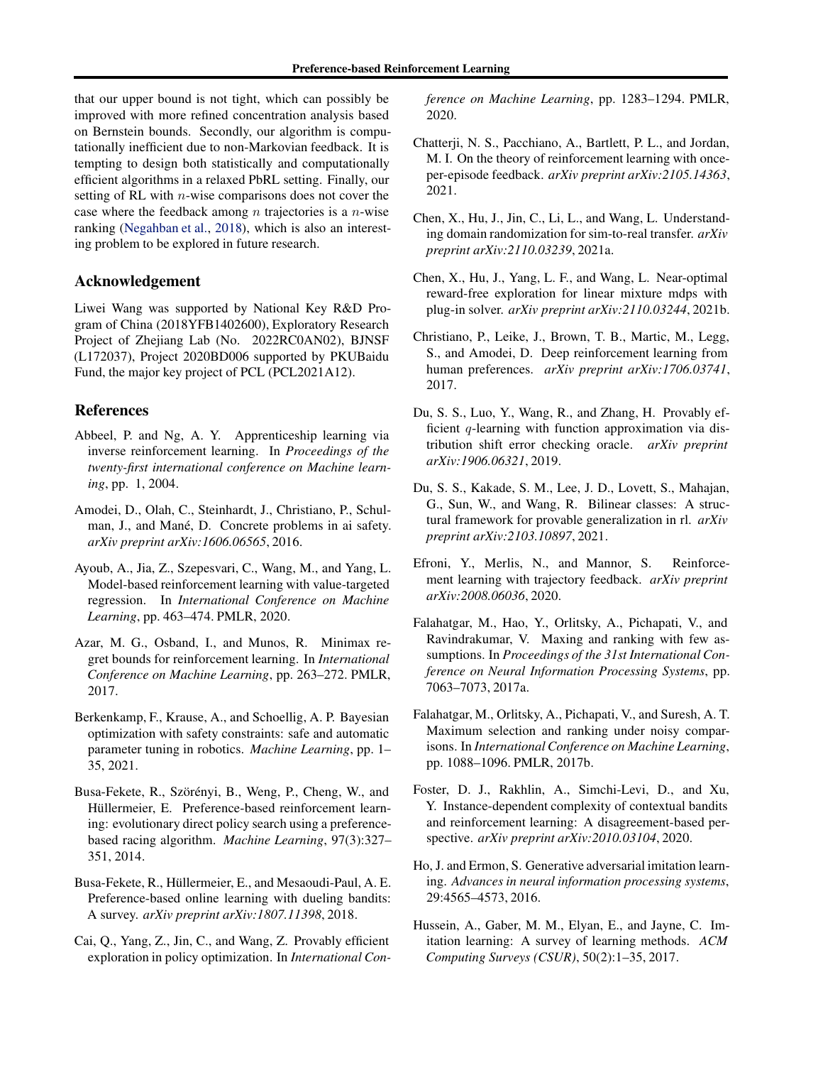that our upper bound is not tight, which can possibly be improved with more refined concentration analysis based on Bernstein bounds. Secondly, our algorithm is computationally inefficient due to non-Markovian feedback. It is tempting to design both statistically and computationally efficient algorithms in a relaxed PbRL setting. Finally, our setting of RL with $n$-wise comparisons does not cover the case where the feedback among $n$ trajectories is a $n$-wise ranking (Negahban et al., 2018), which is also an interesting problem to be explored in future research.

## Acknowledgement

Liwei Wang was supported by National Key R&D Program of China (2018YFB1402600), Exploratory Research Project of Zhejiang Lab (No. 2022RC0AN02), BJNSF (L172037), Project 2020BD006 supported by PKUBaidu Fund, the major key project of PCL (PCL2021A12).

## References

Abbeel, P. and Ng, A. Y. Apprenticeship learning via inverse reinforcement learning. In *Proceedings of the twenty-first international conference on Machine learning*, pp. 1, 2004.

Amodei, D., Olah, C., Steinhardt, J., Christiano, P., Schulman, J., and Mané, D. Concrete problems in ai safety. *arXiv preprint arXiv:1606.06565*, 2016.

Ayoub, A., Jia, Z., Szepesvari, C., Wang, M., and Yang, L. Model-based reinforcement learning with value-targeted regression. In *International Conference on Machine Learning*, pp. 463–474. PMLR, 2020.

Azar, M. G., Osband, I., and Munos, R. Minimax regret bounds for reinforcement learning. In *International Conference on Machine Learning*, pp. 263–272. PMLR, 2017.

Berkenkamp, F., Krause, A., and Schoellig, A. P. Bayesian optimization with safety constraints: safe and automatic parameter tuning in robotics. *Machine Learning*, pp. 1–35, 2021.

Busa-Fekete, R., Szörényi, B., Weng, P., Cheng, W., and Hüllermeier, E. Preference-based reinforcement learning: evolutionary direct policy search using a preference-based racing algorithm. *Machine Learning*, 97(3):327–351, 2014.

Busa-Fekete, R., Hüllermeier, E., and Mesaoudi-Paul, A. E. Preference-based online learning with dueling bandits: A survey. *arXiv preprint arXiv:1807.11398*, 2018.

Cai, Q., Yang, Z., Jin, C., and Wang, Z. Provably efficient exploration in policy optimization. In *International Conference on Machine Learning*, pp. 1283–1294. PMLR, 2020.

Chatterji, N. S., Pacchiano, A., Bartlett, P. L., and Jordan, M. I. On the theory of reinforcement learning with once-per-episode feedback. *arXiv preprint arXiv:2105.14363*, 2021.

Chen, X., Hu, J., Jin, C., Li, L., and Wang, L. Understanding domain randomization for sim-to-real transfer. *arXiv preprint arXiv:2110.03239*, 2021a.

Chen, X., Hu, J., Yang, L. F., and Wang, L. Near-optimal reward-free exploration for linear mixture mdps with plug-in solver. *arXiv preprint arXiv:2110.03244*, 2021b.

Christiano, P., Leike, J., Brown, T. B., Martic, M., Legg, S., and Amodei, D. Deep reinforcement learning from human preferences. *arXiv preprint arXiv:1706.03741*, 2017.

Du, S. S., Luo, Y., Wang, R., and Zhang, H. Provably efficient $q$-learning with function approximation via distribution shift error checking oracle. *arXiv preprint arXiv:1906.06321*, 2019.

Du, S. S., Kakade, S. M., Lee, J. D., Lovett, S., Mahajan, G., Sun, W., and Wang, R. Bilinear classes: A structural framework for provable generalization in rl. *arXiv preprint arXiv:2103.10897*, 2021.

Efroni, Y., Merlis, N., and Mannor, S. Reinforcement learning with trajectory feedback. *arXiv preprint arXiv:2008.06036*, 2020.

Falahatgar, M., Hao, Y., Orlitsky, A., Pichapati, V., and Ravindrakumar, V. Maxing and ranking with few assumptions. In *Proceedings of the 31st International Conference on Neural Information Processing Systems*, pp. 7063–7073, 2017a.

Falahatgar, M., Orlitsky, A., Pichapati, V., and Suresh, A. T. Maximum selection and ranking under noisy comparisons. In *International Conference on Machine Learning*, pp. 1088–1096. PMLR, 2017b.

Foster, D. J., Rakhlin, A., Simchi-Levi, D., and Xu, Y. Instance-dependent complexity of contextual bandits and reinforcement learning: A disagreement-based perspective. *arXiv preprint arXiv:2010.03104*, 2020.

Ho, J. and Ermon, S. Generative adversarial imitation learning. *Advances in neural information processing systems*, 29:4565–4573, 2016.

Hussein, A., Gaber, M. M., Elyan, E., and Jayne, C. Imitation learning: A survey of learning methods. *ACM Computing Surveys (CSUR)*, 50(2):1–35, 2017.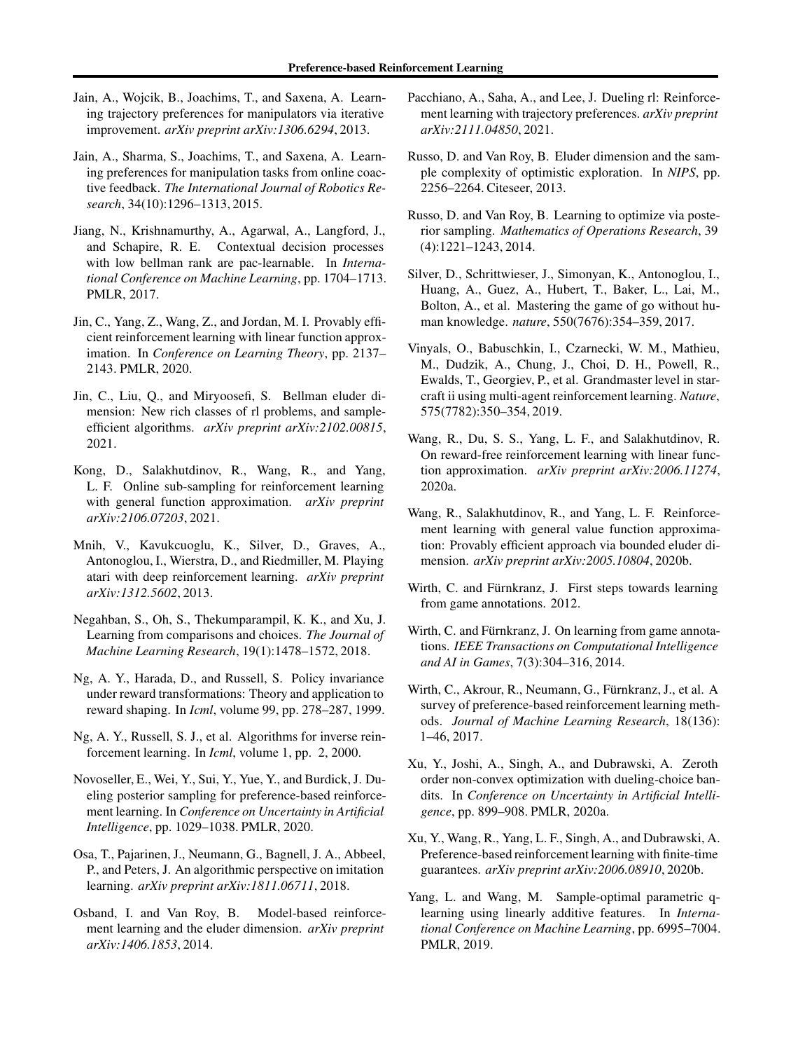Jain, A., Wojcik, B., Joachims, T., and Saxena, A. Learning trajectory preferences for manipulators via iterative improvement. *arXiv preprint arXiv:1306.6294*, 2013.

Jain, A., Sharma, S., Joachims, T., and Saxena, A. Learning preferences for manipulation tasks from online coactive feedback. *The International Journal of Robotics Research*, 34(10):1296–1313, 2015.

Jiang, N., Krishnamurthy, A., Agarwal, A., Langford, J., and Schapire, R. E. Contextual decision processes with low bellman rank are pac-learnable. In *International Conference on Machine Learning*, pp. 1704–1713. PMLR, 2017.

Jin, C., Yang, Z., Wang, Z., and Jordan, M. I. Provably efficient reinforcement learning with linear function approximation. In *Conference on Learning Theory*, pp. 2137–2143. PMLR, 2020.

Jin, C., Liu, Q., and Miryoosefi, S. Bellman eluder dimension: New rich classes of rl problems, and sample-efficient algorithms. *arXiv preprint arXiv:2102.00815*, 2021.

Kong, D., Salakhutdinov, R., Wang, R., and Yang, L. F. Online sub-sampling for reinforcement learning with general function approximation. *arXiv preprint arXiv:2106.07203*, 2021.

Mnih, V., Kavukcuoglu, K., Silver, D., Graves, A., Antonoglou, I., Wierstra, D., and Riedmiller, M. Playing atari with deep reinforcement learning. *arXiv preprint arXiv:1312.5602*, 2013.

Negahban, S., Oh, S., Thekumparampil, K. K., and Xu, J. Learning from comparisons and choices. *The Journal of Machine Learning Research*, 19(1):1478–1572, 2018.

Ng, A. Y., Harada, D., and Russell, S. Policy invariance under reward transformations: Theory and application to reward shaping. In *Icml*, volume 99, pp. 278–287, 1999.

Ng, A. Y., Russell, S. J., et al. Algorithms for inverse reinforcement learning. In *Icml*, volume 1, pp. 2, 2000.

Novoseller, E., Wei, Y., Sui, Y., Yue, Y., and Burdick, J. Dueling posterior sampling for preference-based reinforcement learning. In *Conference on Uncertainty in Artificial Intelligence*, pp. 1029–1038. PMLR, 2020.

Osa, T., Pajarinen, J., Neumann, G., Bagnell, J. A., Abbeel, P., and Peters, J. An algorithmic perspective on imitation learning. *arXiv preprint arXiv:1811.06711*, 2018.

Osband, I. and Van Roy, B. Model-based reinforcement learning and the eluder dimension. *arXiv preprint arXiv:1406.1853*, 2014.

Pacchiano, A., Saha, A., and Lee, J. Dueling rl: Reinforcement learning with trajectory preferences. *arXiv preprint arXiv:2111.04850*, 2021.

Russo, D. and Van Roy, B. Eluder dimension and the sample complexity of optimistic exploration. In *NIPS*, pp. 2256–2264. Citeseer, 2013.

Russo, D. and Van Roy, B. Learning to optimize via posterior sampling. *Mathematics of Operations Research*, 39 (4):1221–1243, 2014.

Silver, D., Schrittwieser, J., Simonyan, K., Antonoglou, I., Huang, A., Guez, A., Hubert, T., Baker, L., Lai, M., Bolton, A., et al. Mastering the game of go without human knowledge. *nature*, 550(7676):354–359, 2017.

Vinyals, O., Babuschkin, I., Czarnecki, W. M., Mathieu, M., Dudzik, A., Chung, J., Choi, D. H., Powell, R., Ewalds, T., Georgiev, P., et al. Grandmaster level in starcraft ii using multi-agent reinforcement learning. *Nature*, 575(7782):350–354, 2019.

Wang, R., Du, S. S., Yang, L. F., and Salakhutdinov, R. On reward-free reinforcement learning with linear function approximation. *arXiv preprint arXiv:2006.11274*, 2020a.

Wang, R., Salakhutdinov, R., and Yang, L. F. Reinforcement learning with general value function approximation: Provably efficient approach via bounded eluder dimension. *arXiv preprint arXiv:2005.10804*, 2020b.

Wirth, C. and Fürnkranz, J. First steps towards learning from game annotations. 2012.

Wirth, C. and Fürnkranz, J. On learning from game annotations. *IEEE Transactions on Computational Intelligence and AI in Games*, 7(3):304–316, 2014.

Wirth, C., Akrour, R., Neumann, G., Fürnkranz, J., et al. A survey of preference-based reinforcement learning methods. *Journal of Machine Learning Research*, 18(136): 1–46, 2017.

Xu, Y., Joshi, A., Singh, A., and Dubrawski, A. Zeroth order non-convex optimization with dueling-choice bandits. In *Conference on Uncertainty in Artificial Intelligence*, pp. 899–908. PMLR, 2020a.

Xu, Y., Wang, R., Yang, L. F., Singh, A., and Dubrawski, A. Preference-based reinforcement learning with finite-time guarantees. *arXiv preprint arXiv:2006.08910*, 2020b.

Yang, L. and Wang, M. Sample-optimal parametric q-learning using linearly additive features. In *International Conference on Machine Learning*, pp. 6995–7004. PMLR, 2019.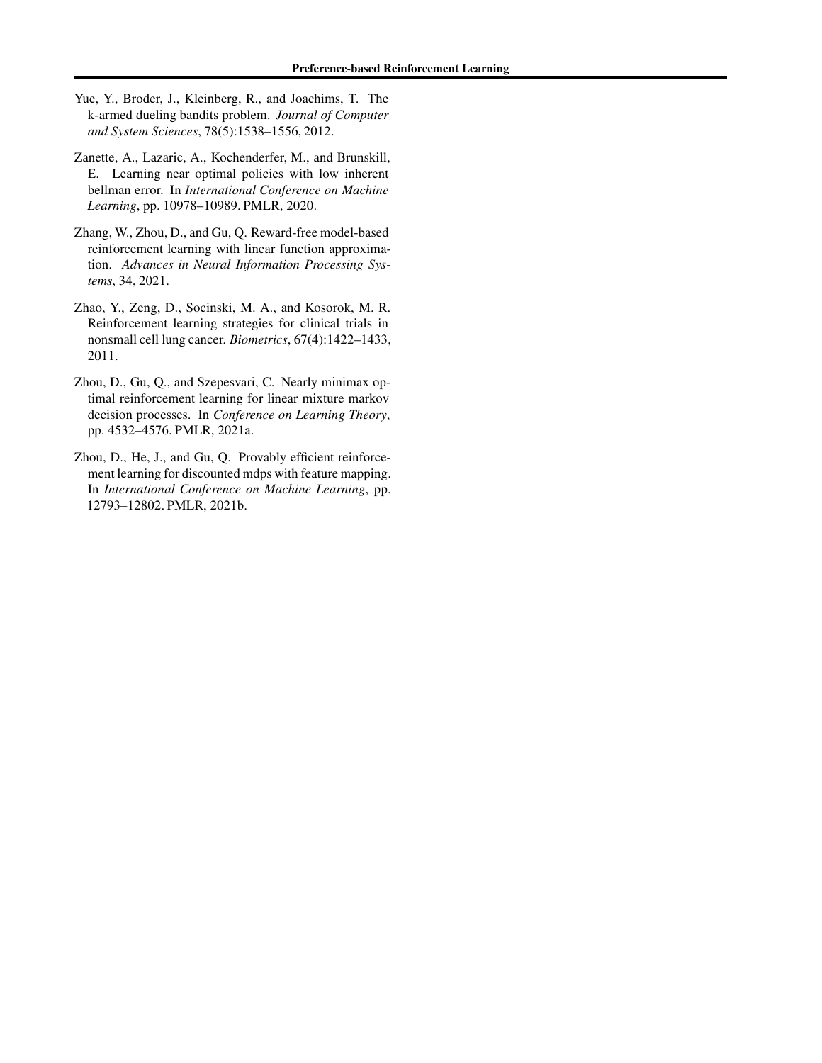Yue, Y., Broder, J., Kleinberg, R., and Joachims, T. The k-armed dueling bandits problem. *Journal of Computer and System Sciences*, 78(5):1538–1556, 2012.

Zanette, A., Lazaric, A., Kochenderfer, M., and Brunskill, E. Learning near optimal policies with low inherent bellman error. In *International Conference on Machine Learning*, pp. 10978–10989. PMLR, 2020.

Zhang, W., Zhou, D., and Gu, Q. Reward-free model-based reinforcement learning with linear function approximation. *Advances in Neural Information Processing Systems*, 34, 2021.

Zhao, Y., Zeng, D., Socinski, M. A., and Kosorok, M. R. Reinforcement learning strategies for clinical trials in nonsmall cell lung cancer. *Biometrics*, 67(4):1422–1433, 2011.

Zhou, D., Gu, Q., and Szepesvari, C. Nearly minimax optimal reinforcement learning for linear mixture markov decision processes. In *Conference on Learning Theory*, pp. 4532–4576. PMLR, 2021a.

Zhou, D., He, J., and Gu, Q. Provably efficient reinforcement learning for discounted mdps with feature mapping. In *International Conference on Machine Learning*, pp. 12793–12802. PMLR, 2021b.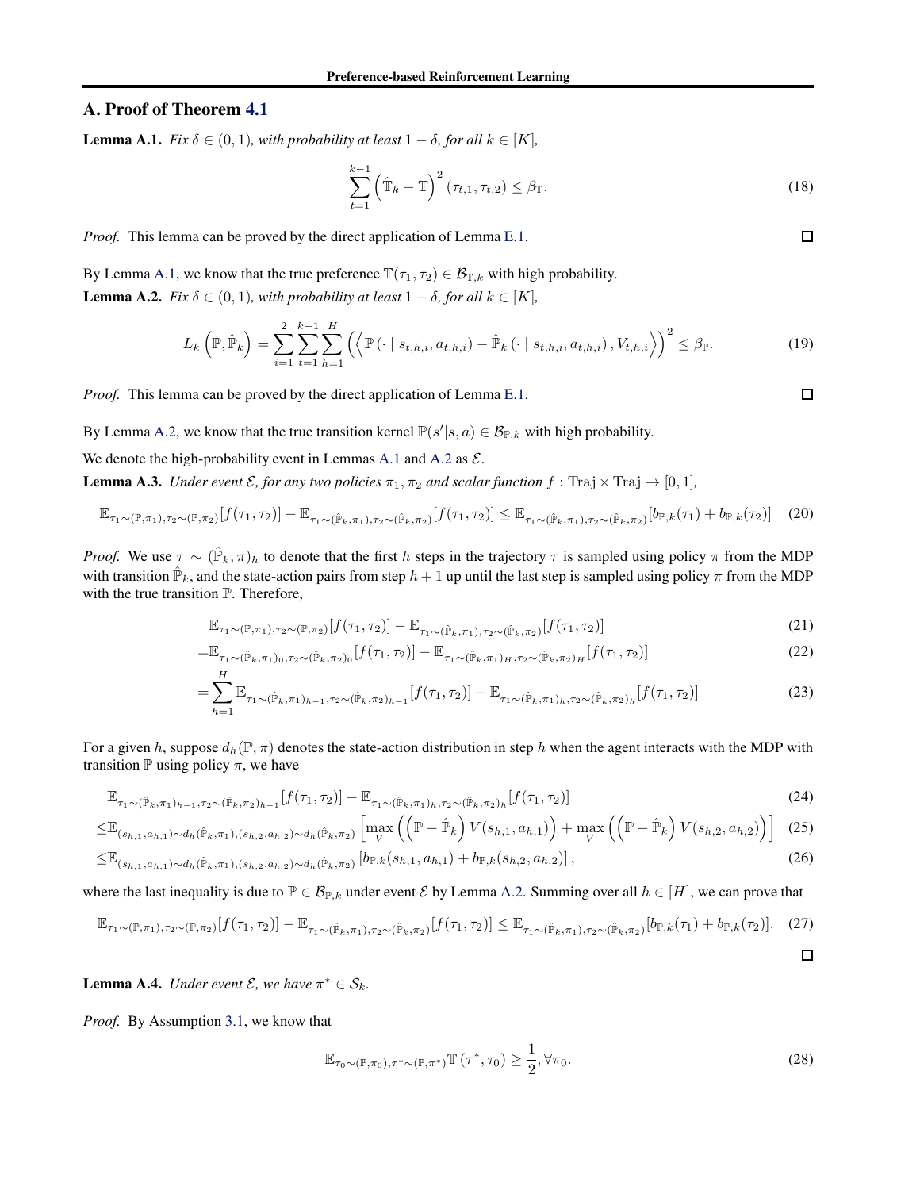## A. Proof of Theorem 4.1

**Lemma A.1.** *Fix $\delta \in (0,1)$, with probability at least $1-\delta$, for all $k \in [K]$,*

$$\sum_{t=1}^{k-1} \left(\hat{\mathbb{T}}_k - \mathbb{T}\right)^2 (\tau_{t,1}, \tau_{t,2}) \leq \beta_{\mathbb{T}}. \tag{18}$$

*Proof.* This lemma can be proved by the direct application of Lemma E.1. □

By Lemma A.1, we know that the true preference $\mathbb{T}(\tau_1, \tau_2) \in \mathcal{B}_{\mathbb{T},k}$ with high probability.

**Lemma A.2.** *Fix $\delta \in (0,1)$, with probability at least $1-\delta$, for all $k \in [K]$,*

$$L_k\left(\mathbb{P}, \hat{\mathbb{P}}_k\right) = \sum_{i=1}^{2} \sum_{t=1}^{k-1} \sum_{h=1}^{H} \left(\left\langle \mathbb{P}\left(\cdot \mid s_{t,h,i}, a_{t,h,i}\right) - \hat{\mathbb{P}}_k\left(\cdot \mid s_{t,h,i}, a_{t,h,i}\right), V_{t,h,i} \right\rangle\right)^2 \leq \beta_{\mathbb{P}}. \tag{19}$$

*Proof.* This lemma can be proved by the direct application of Lemma E.1. □

By Lemma A.2, we know that the true transition kernel $\mathbb{P}(s'|s,a) \in \mathcal{B}_{\mathbb{P},k}$ with high probability.

We denote the high-probability event in Lemmas A.1 and A.2 as $\mathcal{E}$.

**Lemma A.3.** *Under event $\mathcal{E}$, for any two policies $\pi_1, \pi_2$ and scalar function $f: \mathrm{Traj} \times \mathrm{Traj} \to [0,1]$,*

$$\mathbb{E}_{\tau_1 \sim (\mathbb{P},\pi_1), \tau_2 \sim (\mathbb{P},\pi_2)}[f(\tau_1,\tau_2)] - \mathbb{E}_{\tau_1 \sim (\hat{\mathbb{P}}_k,\pi_1), \tau_2 \sim (\hat{\mathbb{P}}_k,\pi_2)}[f(\tau_1,\tau_2)] \leq \mathbb{E}_{\tau_1 \sim (\hat{\mathbb{P}}_k,\pi_1), \tau_2 \sim (\hat{\mathbb{P}}_k,\pi_2)}[b_{\mathbb{P},k}(\tau_1) + b_{\mathbb{P},k}(\tau_2)] \tag{20}$$

*Proof.* We use $\tau \sim (\hat{\mathbb{P}}_k, \pi)_h$ to denote that the first $h$ steps in the trajectory $\tau$ is sampled using policy $\pi$ from the MDP with transition $\hat{\mathbb{P}}_k$, and the state-action pairs from step $h+1$ up until the last step is sampled using policy $\pi$ from the MDP with the true transition $\mathbb{P}$. Therefore,

$$\mathbb{E}_{\tau_1 \sim (\mathbb{P},\pi_1), \tau_2 \sim (\mathbb{P},\pi_2)}[f(\tau_1,\tau_2)] - \mathbb{E}_{\tau_1 \sim (\hat{\mathbb{P}}_k,\pi_1), \tau_2 \sim (\hat{\mathbb{P}}_k,\pi_2)}[f(\tau_1,\tau_2)] \tag{21}$$

$$= \mathbb{E}_{\tau_1 \sim (\hat{\mathbb{P}}_k,\pi_1)_0, \tau_2 \sim (\hat{\mathbb{P}}_k,\pi_2)_0}[f(\tau_1,\tau_2)] - \mathbb{E}_{\tau_1 \sim (\hat{\mathbb{P}}_k,\pi_1)_H, \tau_2 \sim (\hat{\mathbb{P}}_k,\pi_2)_H}[f(\tau_1,\tau_2)] \tag{22}$$

$$= \sum_{h=1}^{H} \mathbb{E}_{\tau_1 \sim (\hat{\mathbb{P}}_k,\pi_1)_{h-1}, \tau_2 \sim (\hat{\mathbb{P}}_k,\pi_2)_{h-1}}[f(\tau_1,\tau_2)] - \mathbb{E}_{\tau_1 \sim (\hat{\mathbb{P}}_k,\pi_1)_h, \tau_2 \sim (\hat{\mathbb{P}}_k,\pi_2)_h}[f(\tau_1,\tau_2)] \tag{23}$$

For a given $h$, suppose $d_h(\mathbb{P}, \pi)$ denotes the state-action distribution in step $h$ when the agent interacts with the MDP with transition $\mathbb{P}$ using policy $\pi$, we have

$$\mathbb{E}_{\tau_1 \sim (\hat{\mathbb{P}}_k,\pi_1)_{h-1}, \tau_2 \sim (\hat{\mathbb{P}}_k,\pi_2)_{h-1}}[f(\tau_1,\tau_2)] - \mathbb{E}_{\tau_1 \sim (\hat{\mathbb{P}}_k,\pi_1)_h, \tau_2 \sim (\hat{\mathbb{P}}_k,\pi_2)_h}[f(\tau_1,\tau_2)] \tag{24}$$

$$\leq \mathbb{E}_{(s_{h,1},a_{h,1}) \sim d_h(\hat{\mathbb{P}}_k,\pi_1), (s_{h,2},a_{h,2}) \sim d_h(\hat{\mathbb{P}}_k,\pi_2)} \left[\max_V \left(\left(\mathbb{P} - \hat{\mathbb{P}}_k\right) V(s_{h,1}, a_{h,1})\right) + \max_V \left(\left(\mathbb{P} - \hat{\mathbb{P}}_k\right) V(s_{h,2}, a_{h,2})\right)\right] \tag{25}$$

$$\leq \mathbb{E}_{(s_{h,1},a_{h,1}) \sim d_h(\hat{\mathbb{P}}_k,\pi_1), (s_{h,2},a_{h,2}) \sim d_h(\hat{\mathbb{P}}_k,\pi_2)} \left[b_{\mathbb{P},k}(s_{h,1}, a_{h,1}) + b_{\mathbb{P},k}(s_{h,2}, a_{h,2})\right], \tag{26}$$

where the last inequality is due to $\mathbb{P} \in \mathcal{B}_{\mathbb{P},k}$ under event $\mathcal{E}$ by Lemma A.2. Summing over all $h \in [H]$, we can prove that

$$\mathbb{E}_{\tau_1 \sim (\mathbb{P},\pi_1), \tau_2 \sim (\mathbb{P},\pi_2)}[f(\tau_1,\tau_2)] - \mathbb{E}_{\tau_1 \sim (\hat{\mathbb{P}}_k,\pi_1), \tau_2 \sim (\hat{\mathbb{P}}_k,\pi_2)}[f(\tau_1,\tau_2)] \leq \mathbb{E}_{\tau_1 \sim (\hat{\mathbb{P}}_k,\pi_1), \tau_2 \sim (\hat{\mathbb{P}}_k,\pi_2)}[b_{\mathbb{P},k}(\tau_1) + b_{\mathbb{P},k}(\tau_2)]. \tag{27}$$

□

**Lemma A.4.** *Under event $\mathcal{E}$, we have $\pi^* \in \mathcal{S}_k$.*

*Proof.* By Assumption 3.1, we know that

$$\mathbb{E}_{\tau_0 \sim (\mathbb{P},\pi_0), \tau^* \sim (\mathbb{P},\pi^*)} \mathbb{T}\left(\tau^*, \tau_0\right) \geq \frac{1}{2}, \forall \pi_0. \tag{28}$$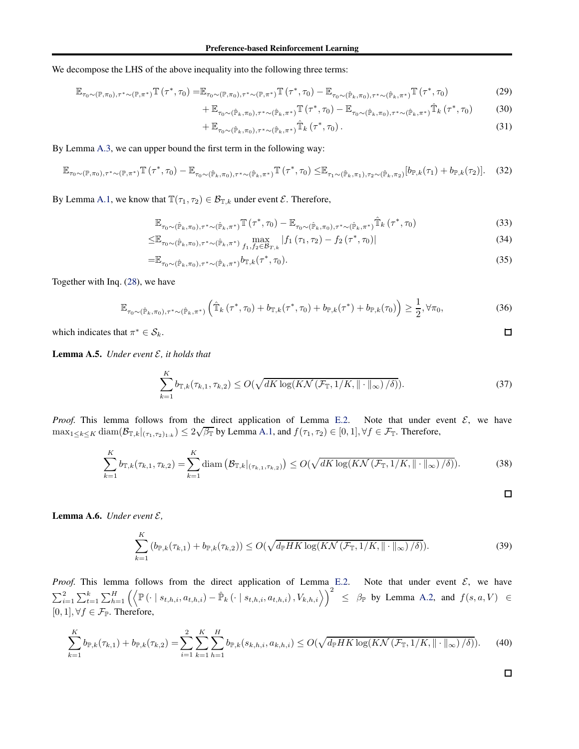We decompose the LHS of the above inequality into the following three terms:

$$
\begin{aligned}
\mathbb{E}_{\tau_0 \sim (\mathbb{P}, \pi_0), \tau^* \sim (\mathbb{P}, \pi^*)} \mathbb{T}\left(\tau^*, \tau_0\right) =& \mathbb{E}_{\tau_0 \sim (\mathbb{P}, \pi_0), \tau^* \sim (\mathbb{P}, \pi^*)} \mathbb{T}\left(\tau^*, \tau_0\right) - \mathbb{E}_{\tau_0 \sim (\hat{\mathbb{P}}_k, \pi_0), \tau^* \sim (\hat{\mathbb{P}}_k, \pi^*)} \mathbb{T}\left(\tau^*, \tau_0\right) && (29)\\
&+ \mathbb{E}_{\tau_0 \sim (\hat{\mathbb{P}}_k, \pi_0), \tau^* \sim (\hat{\mathbb{P}}_k, \pi^*)} \mathbb{T}\left(\tau^*, \tau_0\right) - \mathbb{E}_{\tau_0 \sim (\hat{\mathbb{P}}_k, \pi_0), \tau^* \sim (\hat{\mathbb{P}}_k, \pi^*)} \hat{\mathbb{T}}_k\left(\tau^*, \tau_0\right) && (30)\\
&+ \mathbb{E}_{\tau_0 \sim (\hat{\mathbb{P}}_k, \pi_0), \tau^* \sim (\hat{\mathbb{P}}_k, \pi^*)} \hat{\mathbb{T}}_k\left(\tau^*, \tau_0\right). && (31)
\end{aligned}
$$

By Lemma A.3, we can upper bound the first term in the following way:

$$
\mathbb{E}_{\tau_0 \sim (\mathbb{P}, \pi_0), \tau^* \sim (\mathbb{P}, \pi^*)} \mathbb{T}\left(\tau^*, \tau_0\right) - \mathbb{E}_{\tau_0 \sim (\hat{\mathbb{P}}_k, \pi_0), \tau^* \sim (\hat{\mathbb{P}}_k, \pi^*)} \mathbb{T}\left(\tau^*, \tau_0\right) \le \mathbb{E}_{\tau_1 \sim (\hat{\mathbb{P}}_k, \pi_1), \tau_2 \sim (\hat{\mathbb{P}}_k, \pi_2)} [b_{\mathbb{P},k}(\tau_1) + b_{\mathbb{P},k}(\tau_2)]. \quad (32)
$$

By Lemma A.1, we know that $\mathbb{T}(\tau_1, \tau_2) \in \mathcal{B}_{\mathbb{T},k}$ under event $\mathcal{E}$. Therefore,

$$
\begin{aligned}
&\mathbb{E}_{\tau_0 \sim (\hat{\mathbb{P}}_k, \pi_0), \tau^* \sim (\hat{\mathbb{P}}_k, \pi^*)} \mathbb{T}\left(\tau^*, \tau_0\right) - \mathbb{E}_{\tau_0 \sim (\hat{\mathbb{P}}_k, \pi_0), \tau^* \sim (\hat{\mathbb{P}}_k, \pi^*)} \hat{\mathbb{T}}_k\left(\tau^*, \tau_0\right) && (33)\\
\le& \mathbb{E}_{\tau_0 \sim (\hat{\mathbb{P}}_k, \pi_0), \tau^* \sim (\hat{\mathbb{P}}_k, \pi^*)} \max_{f_1, f_2 \in \mathcal{B}_{T,k}} \left| f_1\left(\tau_1, \tau_2\right) - f_2\left(\tau^*, \tau_0\right)\right| && (34)\\
=& \mathbb{E}_{\tau_0 \sim (\hat{\mathbb{P}}_k, \pi_0), \tau^* \sim (\hat{\mathbb{P}}_k, \pi^*)} b_{\mathbb{T},k}(\tau^*, \tau_0). && (35)
\end{aligned}
$$

Together with Inq. (28), we have

$$
\mathbb{E}_{\tau_0 \sim (\hat{\mathbb{P}}_k, \pi_0), \tau^* \sim (\hat{\mathbb{P}}_k, \pi^*)} \left( \hat{\mathbb{T}}_k\left(\tau^*, \tau_0\right) + b_{\mathbb{T},k}(\tau^*, \tau_0) + b_{\mathbb{P},k}(\tau^*) + b_{\mathbb{P},k}(\tau_0) \right) \ge \frac{1}{2}, \forall \pi_0, \quad (36)
$$

which indicates that $\pi^* \in \mathcal{S}_k$. □

**Lemma A.5.** *Under event $\mathcal{E}$, it holds that*

$$
\sum_{k=1}^{K} b_{\mathbb{T},k}(\tau_{k,1}, \tau_{k,2}) \le O(\sqrt{dK \log(K\mathcal{N}\left(\mathcal{F}_{\mathbb{T}}, 1/K, \|\cdot\|_\infty\right)/\delta)}). \quad (37)
$$

*Proof.* This lemma follows from the direct application of Lemma E.2. Note that under event $\mathcal{E}$, we have $\max_{1 \le k \le K} \operatorname{diam}(\mathcal{B}_{\mathbb{T},k}|_{(\tau_1,\tau_2)_{1:k}}) \le 2\sqrt{\beta_{\mathbb{T}}}$ by Lemma A.1, and $f(\tau_1, \tau_2) \in [0,1], \forall f \in \mathcal{F}_{\mathbb{T}}$. Therefore,

$$
\sum_{k=1}^{K} b_{\mathbb{T},k}(\tau_{k,1}, \tau_{k,2}) = \sum_{k=1}^{K} \operatorname{diam}\left(\mathcal{B}_{\mathbb{T},k}|_{(\tau_{k,1}, \tau_{k,2})}\right) \le O(\sqrt{dK \log(K\mathcal{N}\left(\mathcal{F}_{\mathbb{T}}, 1/K, \|\cdot\|_\infty\right)/\delta)}). \quad (38)
$$

□

**Lemma A.6.** *Under event $\mathcal{E}$,*

$$
\sum_{k=1}^{K} \left(b_{\mathbb{P},k}(\tau_{k,1}) + b_{\mathbb{P},k}(\tau_{k,2})\right) \le O(\sqrt{d_{\mathbb{P}} HK \log(K\mathcal{N}\left(\mathcal{F}_{\mathbb{T}}, 1/K, \|\cdot\|_\infty\right)/\delta)}). \quad (39)
$$

*Proof.* This lemma follows from the direct application of Lemma E.2. Note that under event $\mathcal{E}$, we have $\sum_{i=1}^{2}\sum_{t=1}^{k}\sum_{h=1}^{H}\left(\left\langle \mathbb{P}\left(\cdot \mid s_{t,h,i}, a_{t,h,i}\right) - \hat{\mathbb{P}}_k\left(\cdot \mid s_{t,h,i}, a_{t,h,i}\right), V_{k,h,i}\right\rangle\right)^2 \le \beta_{\mathbb{P}}$ by Lemma A.2, and $f(s,a,V) \in [0,1], \forall f \in \mathcal{F}_{\mathbb{P}}$. Therefore,

$$
\sum_{k=1}^{K} b_{\mathbb{P},k}(\tau_{k,1}) + b_{\mathbb{P},k}(\tau_{k,2}) = \sum_{i=1}^{2}\sum_{k=1}^{K}\sum_{h=1}^{H} b_{\mathbb{P},k}(s_{k,h,i}, a_{k,h,i}) \le O(\sqrt{d_{\mathbb{P}} HK \log(K\mathcal{N}\left(\mathcal{F}_{\mathbb{T}}, 1/K, \|\cdot\|_\infty\right)/\delta)}). \quad (40)
$$

□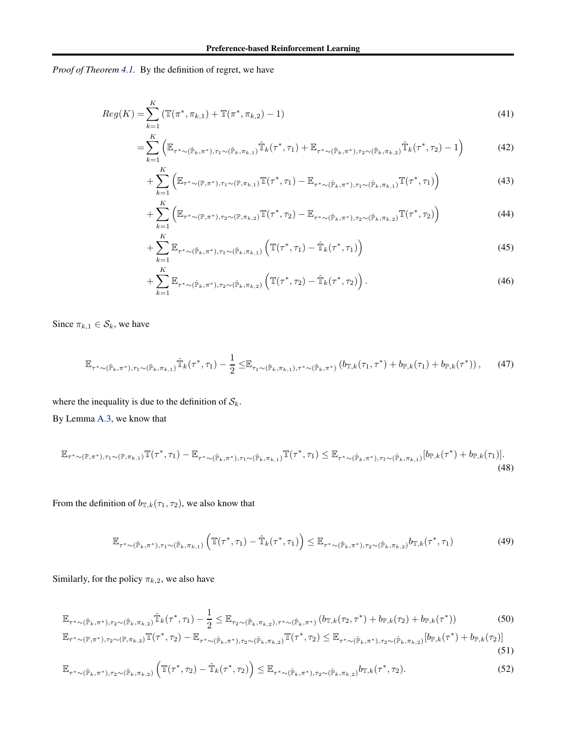*Proof of Theorem 4.1.* By the definition of regret, we have

$$
\begin{aligned}
Reg(K) =& \sum_{k=1}^{K} \left(\mathbb{T}(\pi^*, \pi_{k,1}) + \mathbb{T}(\pi^*, \pi_{k,2}) - 1\right) && (41)\\
=& \sum_{k=1}^{K} \left(\mathbb{E}_{\tau^*\sim(\hat{\mathbb{P}}_k,\pi^*),\tau_1\sim(\hat{\mathbb{P}}_k,\pi_{k,1})}\hat{\mathbb{T}}_k(\tau^*,\tau_1) + \mathbb{E}_{\tau^*\sim(\hat{\mathbb{P}}_k,\pi^*),\tau_2\sim(\hat{\mathbb{P}}_k,\pi_{k,2})}\hat{\mathbb{T}}_k(\tau^*,\tau_2) - 1\right) && (42)\\
&+ \sum_{k=1}^{K} \left(\mathbb{E}_{\tau^*\sim(\mathbb{P},\pi^*),\tau_1\sim(\mathbb{P},\pi_{k,1})}\mathbb{T}(\tau^*,\tau_1) - \mathbb{E}_{\tau^*\sim(\hat{\mathbb{P}}_k,\pi^*),\tau_1\sim(\hat{\mathbb{P}}_k,\pi_{k,1})}\mathbb{T}(\tau^*,\tau_1)\right) && (43)\\
&+ \sum_{k=1}^{K} \left(\mathbb{E}_{\tau^*\sim(\mathbb{P},\pi^*),\tau_2\sim(\mathbb{P},\pi_{k,2})}\mathbb{T}(\tau^*,\tau_2) - \mathbb{E}_{\tau^*\sim(\hat{\mathbb{P}}_k,\pi^*),\tau_2\sim(\hat{\mathbb{P}}_k,\pi_{k,2})}\mathbb{T}(\tau^*,\tau_2)\right) && (44)\\
&+ \sum_{k=1}^{K} \mathbb{E}_{\tau^*\sim(\hat{\mathbb{P}}_k,\pi^*),\tau_1\sim(\hat{\mathbb{P}}_k,\pi_{k,1})}\left(\mathbb{T}(\tau^*,\tau_1) - \hat{\mathbb{T}}_k(\tau^*,\tau_1)\right) && (45)\\
&+ \sum_{k=1}^{K} \mathbb{E}_{\tau^*\sim(\hat{\mathbb{P}}_k,\pi^*),\tau_2\sim(\hat{\mathbb{P}}_k,\pi_{k,2})}\left(\mathbb{T}(\tau^*,\tau_2) - \hat{\mathbb{T}}_k(\tau^*,\tau_2)\right). && (46)
\end{aligned}
$$

Since $\pi_{k,1} \in \mathcal{S}_k$, we have

$$
\mathbb{E}_{\tau^*\sim(\hat{\mathbb{P}}_k,\pi^*),\tau_1\sim(\hat{\mathbb{P}}_k,\pi_{k,1})}\hat{\mathbb{T}}_k(\tau^*,\tau_1) - \frac{1}{2} \leq \mathbb{E}_{\tau_1\sim(\hat{\mathbb{P}}_k,\pi_{k,1}),\tau^*\sim(\hat{\mathbb{P}}_k,\pi^*)}\left(b_{\mathbb{T},k}(\tau_1,\tau^*) + b_{\mathbb{P},k}(\tau_1) + b_{\mathbb{P},k}(\tau^*)\right), \quad (47)
$$

where the inequality is due to the definition of $\mathcal{S}_k$.

By Lemma A.3, we know that

$$
\mathbb{E}_{\tau^*\sim(\mathbb{P},\pi^*),\tau_1\sim(\mathbb{P},\pi_{k,1})}\mathbb{T}(\tau^*,\tau_1) - \mathbb{E}_{\tau^*\sim(\hat{\mathbb{P}}_k,\pi^*),\tau_1\sim(\hat{\mathbb{P}}_k,\pi_{k,1})}\mathbb{T}(\tau^*,\tau_1) \leq \mathbb{E}_{\tau^*\sim(\hat{\mathbb{P}}_k,\pi^*),\tau_1\sim(\hat{\mathbb{P}}_k,\pi_{k,1})}[b_{\mathbb{P},k}(\tau^*) + b_{\mathbb{P},k}(\tau_1)]. \quad (48)
$$

From the definition of $b_{\mathbb{T},k}(\tau_1,\tau_2)$, we also know that

$$
\mathbb{E}_{\tau^*\sim(\hat{\mathbb{P}}_k,\pi^*),\tau_1\sim(\hat{\mathbb{P}}_k,\pi_{k,1})}\left(\mathbb{T}(\tau^*,\tau_1) - \hat{\mathbb{T}}_k(\tau^*,\tau_1)\right) \leq \mathbb{E}_{\tau^*\sim(\hat{\mathbb{P}}_k,\pi^*),\tau_2\sim(\hat{\mathbb{P}}_k,\pi_{k,2})}b_{\mathbb{T},k}(\tau^*,\tau_1) \quad (49)
$$

Similarly, for the policy $\pi_{k,2}$, we also have

$$
\begin{aligned}
&\mathbb{E}_{\tau^*\sim(\hat{\mathbb{P}}_k,\pi^*),\tau_2\sim(\hat{\mathbb{P}}_k,\pi_{k,2})}\hat{\mathbb{T}}_k(\tau^*,\tau_1) - \frac{1}{2} \leq \mathbb{E}_{\tau_2\sim(\hat{\mathbb{P}}_k,\pi_{k,2}),\tau^*\sim(\hat{\mathbb{P}}_k,\pi^*)}\left(b_{\mathbb{T},k}(\tau_2,\tau^*) + b_{\mathbb{P},k}(\tau_2) + b_{\mathbb{P},k}(\tau^*)\right) && (50)\\
&\mathbb{E}_{\tau^*\sim(\mathbb{P},\pi^*),\tau_2\sim(\mathbb{P},\pi_{k,2})}\mathbb{T}(\tau^*,\tau_2) - \mathbb{E}_{\tau^*\sim(\hat{\mathbb{P}}_k,\pi^*),\tau_2\sim(\hat{\mathbb{P}}_k,\pi_{k,2})}\mathbb{T}(\tau^*,\tau_2) \leq \mathbb{E}_{\tau^*\sim(\hat{\mathbb{P}}_k,\pi^*),\tau_2\sim(\hat{\mathbb{P}}_k,\pi_{k,2})}[b_{\mathbb{P},k}(\tau^*) + b_{\mathbb{P},k}(\tau_2)] && (51)\\
&\mathbb{E}_{\tau^*\sim(\hat{\mathbb{P}}_k,\pi^*),\tau_2\sim(\hat{\mathbb{P}}_k,\pi_{k,2})}\left(\mathbb{T}(\tau^*,\tau_2) - \hat{\mathbb{T}}_k(\tau^*,\tau_2)\right) \leq \mathbb{E}_{\tau^*\sim(\hat{\mathbb{P}}_k,\pi^*),\tau_2\sim(\hat{\mathbb{P}}_k,\pi_{k,2})}b_{\mathbb{T},k}(\tau^*,\tau_2). && (52)
\end{aligned}
$$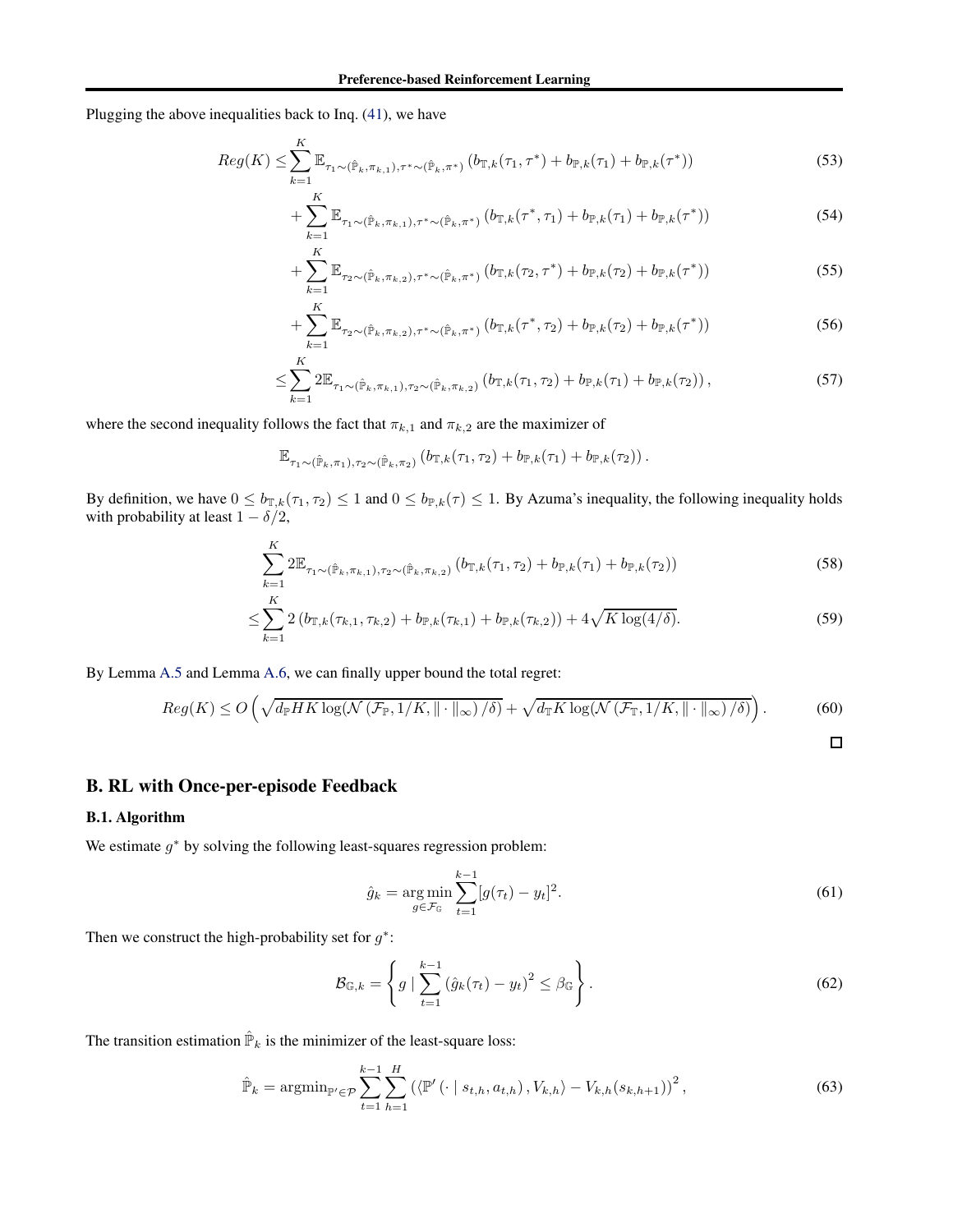Plugging the above inequalities back to Inq. (41), we have

$$
\begin{aligned}
Reg(K) \leq & \sum_{k=1}^{K} \mathbb{E}_{\tau_1 \sim (\hat{\mathbb{P}}_k, \pi_{k,1}), \tau^* \sim (\hat{\mathbb{P}}_k, \pi^*)} \left( b_{\mathbb{T},k}(\tau_1, \tau^*) + b_{\mathbb{P},k}(\tau_1) + b_{\mathbb{P},k}(\tau^*) \right) && (53) \\
& + \sum_{k=1}^{K} \mathbb{E}_{\tau_1 \sim (\hat{\mathbb{P}}_k, \pi_{k,1}), \tau^* \sim (\hat{\mathbb{P}}_k, \pi^*)} \left( b_{\mathbb{T},k}(\tau^*, \tau_1) + b_{\mathbb{P},k}(\tau_1) + b_{\mathbb{P},k}(\tau^*) \right) && (54) \\
& + \sum_{k=1}^{K} \mathbb{E}_{\tau_2 \sim (\hat{\mathbb{P}}_k, \pi_{k,2}), \tau^* \sim (\hat{\mathbb{P}}_k, \pi^*)} \left( b_{\mathbb{T},k}(\tau_2, \tau^*) + b_{\mathbb{P},k}(\tau_2) + b_{\mathbb{P},k}(\tau^*) \right) && (55) \\
& + \sum_{k=1}^{K} \mathbb{E}_{\tau_2 \sim (\hat{\mathbb{P}}_k, \pi_{k,2}), \tau^* \sim (\hat{\mathbb{P}}_k, \pi^*)} \left( b_{\mathbb{T},k}(\tau^*, \tau_2) + b_{\mathbb{P},k}(\tau_2) + b_{\mathbb{P},k}(\tau^*) \right) && (56) \\
\leq & \sum_{k=1}^{K} 2 \mathbb{E}_{\tau_1 \sim (\hat{\mathbb{P}}_k, \pi_{k,1}), \tau_2 \sim (\hat{\mathbb{P}}_k, \pi_{k,2})} \left( b_{\mathbb{T},k}(\tau_1, \tau_2) + b_{\mathbb{P},k}(\tau_1) + b_{\mathbb{P},k}(\tau_2) \right), && (57)
\end{aligned}
$$

where the second inequality follows the fact that $\pi_{k,1}$ and $\pi_{k,2}$ are the maximizer of

$$
\mathbb{E}_{\tau_1 \sim (\hat{\mathbb{P}}_k, \pi_1), \tau_2 \sim (\hat{\mathbb{P}}_k, \pi_2)} \left( b_{\mathbb{T},k}(\tau_1, \tau_2) + b_{\mathbb{P},k}(\tau_1) + b_{\mathbb{P},k}(\tau_2) \right).
$$

By definition, we have $0 \leq b_{\mathbb{T},k}(\tau_1, \tau_2) \leq 1$ and $0 \leq b_{\mathbb{P},k}(\tau) \leq 1$. By Azuma's inequality, the following inequality holds with probability at least $1 - \delta/2$,

$$
\begin{aligned}
& \sum_{k=1}^{K} 2 \mathbb{E}_{\tau_1 \sim (\hat{\mathbb{P}}_k, \pi_{k,1}), \tau_2 \sim (\hat{\mathbb{P}}_k, \pi_{k,2})} \left( b_{\mathbb{T},k}(\tau_1, \tau_2) + b_{\mathbb{P},k}(\tau_1) + b_{\mathbb{P},k}(\tau_2) \right) && (58) \\
\leq & \sum_{k=1}^{K} 2 \left( b_{\mathbb{T},k}(\tau_{k,1}, \tau_{k,2}) + b_{\mathbb{P},k}(\tau_{k,1}) + b_{\mathbb{P},k}(\tau_{k,2}) \right) + 4\sqrt{K \log(4/\delta)}. && (59)
\end{aligned}
$$

By Lemma A.5 and Lemma A.6, we can finally upper bound the total regret:

$$
Reg(K) \leq O\left( \sqrt{d_{\mathbb{P}} H K \log(\mathcal{N}(\mathcal{F}_{\mathbb{P}}, 1/K, \|\cdot\|_\infty)/\delta)} + \sqrt{d_{\mathbb{T}} K \log(\mathcal{N}(\mathcal{F}_{\mathbb{T}}, 1/K, \|\cdot\|_\infty)/\delta)} \right). \quad (60)
$$

□

## B. RL with Once-per-episode Feedback

### B.1. Algorithm

We estimate $g^*$ by solving the following least-squares regression problem:

$$
\hat{g}_k = \operatorname*{arg\,min}_{g \in \mathcal{F}_{\mathbb{G}}} \sum_{t=1}^{k-1} [g(\tau_t) - y_t]^2. \quad (61)
$$

Then we construct the high-probability set for $g^*$:

$$
\mathcal{B}_{\mathbb{G},k} = \left\{ g \mid \sum_{t=1}^{k-1} \left( \hat{g}_k(\tau_t) - y_t \right)^2 \leq \beta_{\mathbb{G}} \right\}. \quad (62)
$$

The transition estimation $\hat{\mathbb{P}}_k$ is the minimizer of the least-square loss:

$$
\hat{\mathbb{P}}_k = \operatorname{argmin}_{\mathbb{P}' \in \mathcal{P}} \sum_{t=1}^{k-1} \sum_{h=1}^{H} \left( \langle \mathbb{P}'(\cdot \mid s_{t,h}, a_{t,h}), V_{k,h} \rangle - V_{k,h}(s_{k,h+1}) \right)^2, \quad (63)
$$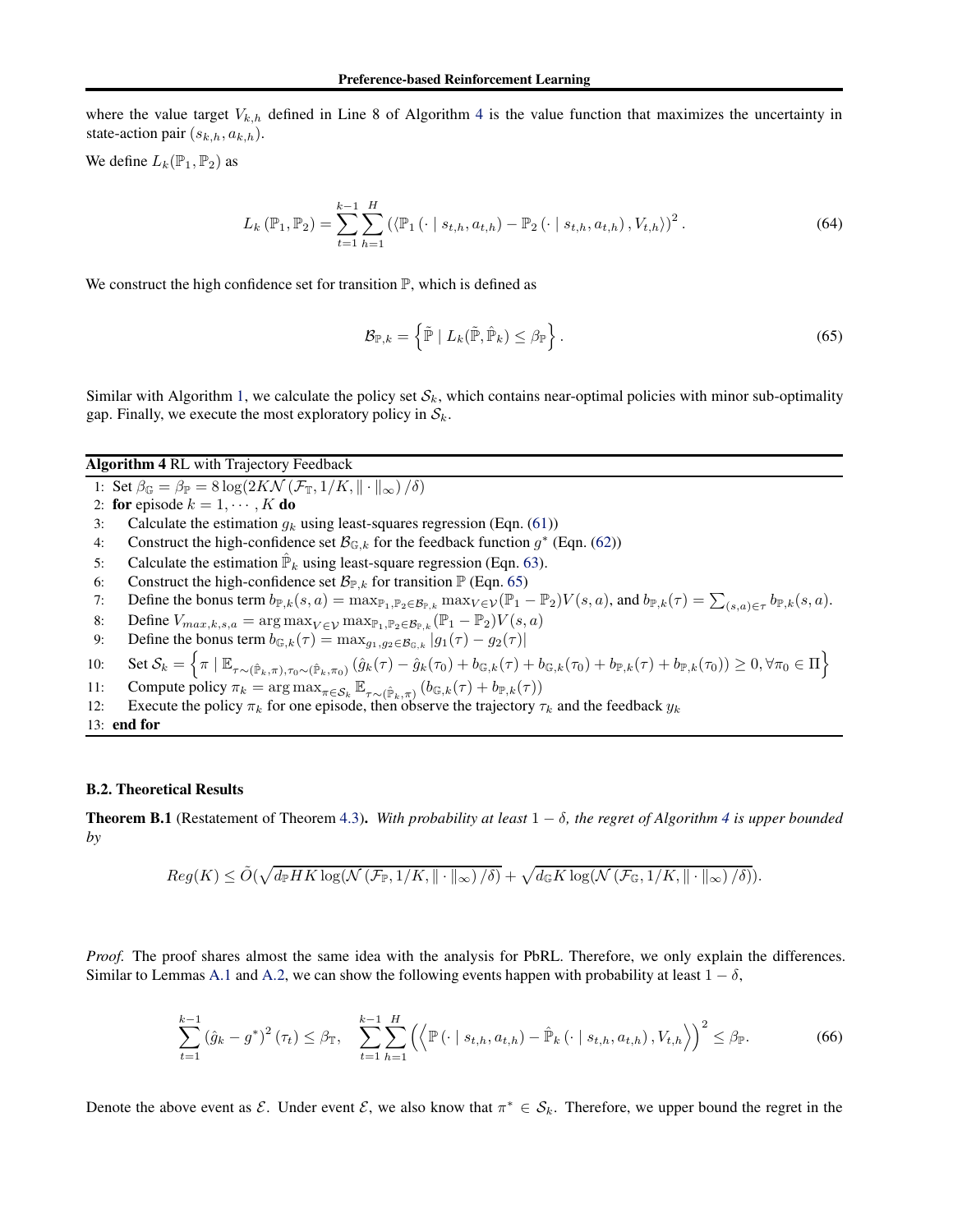where the value target $V_{k,h}$ defined in Line 8 of Algorithm 4 is the value function that maximizes the uncertainty in state-action pair $(s_{k,h}, a_{k,h})$.

We define $L_k(\mathbb{P}_1, \mathbb{P}_2)$ as

$$L_k\left(\mathbb{P}_1, \mathbb{P}_2\right) = \sum_{t=1}^{k-1}\sum_{h=1}^{H}\left(\left\langle \mathbb{P}_1\left(\cdot \mid s_{t,h}, a_{t,h}\right) - \mathbb{P}_2\left(\cdot \mid s_{t,h}, a_{t,h}\right), V_{t,h}\right\rangle\right)^2. \tag{64}$$

We construct the high confidence set for transition $\mathbb{P}$, which is defined as

$$\mathcal{B}_{\mathbb{P},k} = \left\{\tilde{\mathbb{P}} \mid L_k(\tilde{\mathbb{P}}, \hat{\mathbb{P}}_k) \leq \beta_{\mathbb{P}}\right\}. \tag{65}$$

Similar with Algorithm 1, we calculate the policy set $\mathcal{S}_k$, which contains near-optimal policies with minor sub-optimality gap. Finally, we execute the most exploratory policy in $\mathcal{S}_k$.

**Algorithm 4** RL with Trajectory Feedback

1: Set $\beta_{\mathbb{G}} = \beta_{\mathbb{P}} = 8\log(2K\mathcal{N}(\mathcal{F}_{\mathbb{T}}, 1/K, \|\cdot\|_\infty)/\delta)$
2: **for** episode $k = 1, \cdots, K$ **do**
3: Calculate the estimation $g_k$ using least-squares regression (Eqn. (61))
4: Construct the high-confidence set $\mathcal{B}_{\mathbb{G},k}$ for the feedback function $g^*$ (Eqn. (62))
5: Calculate the estimation $\hat{\mathbb{P}}_k$ using least-square regression (Eqn. 63).
6: Construct the high-confidence set $\mathcal{B}_{\mathbb{P},k}$ for transition $\mathbb{P}$ (Eqn. 65)
7: Define the bonus term $b_{\mathbb{P},k}(s,a) = \max_{\mathbb{P}_1,\mathbb{P}_2\in\mathcal{B}_{\mathbb{P},k}} \max_{V\in\mathcal{V}} (\mathbb{P}_1 - \mathbb{P}_2)V(s,a)$, and $b_{\mathbb{P},k}(\tau) = \sum_{(s,a)\in\tau} b_{\mathbb{P},k}(s,a)$.
8: Define $V_{max,k,s,a} = \arg\max_{V\in\mathcal{V}} \max_{\mathbb{P}_1,\mathbb{P}_2\in\mathcal{B}_{\mathbb{P},k}} (\mathbb{P}_1 - \mathbb{P}_2)V(s,a)$
9: Define the bonus term $b_{\mathbb{G},k}(\tau) = \max_{g_1,g_2\in\mathcal{B}_{\mathbb{G},k}} |g_1(\tau) - g_2(\tau)|$
10: Set $\mathcal{S}_k = \left\{\pi \mid \mathbb{E}_{\tau\sim(\hat{\mathbb{P}}_k,\pi),\tau_0\sim(\hat{\mathbb{P}}_k,\pi_0)}\left(\hat{g}_k(\tau) - \hat{g}_k(\tau_0) + b_{\mathbb{G},k}(\tau) + b_{\mathbb{G},k}(\tau_0) + b_{\mathbb{P},k}(\tau) + b_{\mathbb{P},k}(\tau_0)\right) \geq 0, \forall \pi_0 \in \Pi\right\}$
11: Compute policy $\pi_k = \arg\max_{\pi\in\mathcal{S}_k} \mathbb{E}_{\tau\sim(\hat{\mathbb{P}}_k,\pi)}\left(b_{\mathbb{G},k}(\tau) + b_{\mathbb{P},k}(\tau)\right)$
12: Execute the policy $\pi_k$ for one episode, then observe the trajectory $\tau_k$ and the feedback $y_k$
13: **end for**

### B.2. Theoretical Results

**Theorem B.1** (Restatement of Theorem 4.3). *With probability at least $1-\delta$, the regret of Algorithm 4 is upper bounded by*

$$Reg(K) \leq \tilde{O}\left(\sqrt{d_{\mathbb{P}}HK\log(\mathcal{N}(\mathcal{F}_{\mathbb{P}}, 1/K, \|\cdot\|_\infty)/\delta)} + \sqrt{d_{\mathbb{G}}K\log(\mathcal{N}(\mathcal{F}_{\mathbb{G}}, 1/K, \|\cdot\|_\infty)/\delta)}\right).$$

*Proof.* The proof shares almost the same idea with the analysis for PbRL. Therefore, we only explain the differences. Similar to Lemmas A.1 and A.2, we can show the following events happen with probability at least $1-\delta$,

$$\sum_{t=1}^{k-1}\left(\hat{g}_k - g^*\right)^2(\tau_t) \leq \beta_{\mathbb{T}}, \quad \sum_{t=1}^{k-1}\sum_{h=1}^{H}\left(\left\langle \mathbb{P}\left(\cdot \mid s_{t,h}, a_{t,h}\right) - \hat{\mathbb{P}}_k\left(\cdot \mid s_{t,h}, a_{t,h}\right), V_{t,h}\right\rangle\right)^2 \leq \beta_{\mathbb{P}}. \tag{66}$$

Denote the above event as $\mathcal{E}$. Under event $\mathcal{E}$, we also know that $\pi^* \in \mathcal{S}_k$. Therefore, we upper bound the regret in the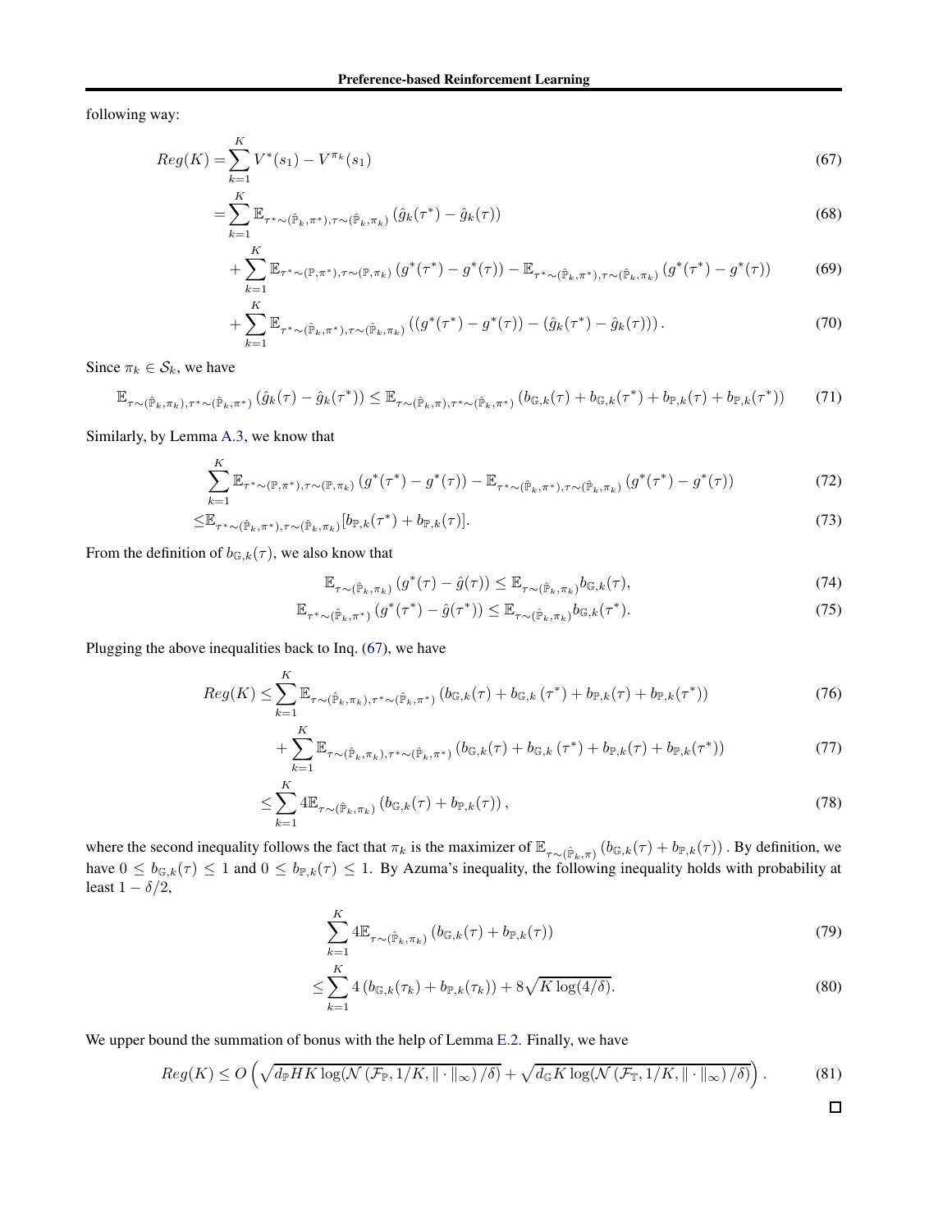following way:

$$
\begin{aligned}
Reg(K) =& \sum_{k=1}^{K} V^*(s_1) - V^{\pi_k}(s_1) && (67)\\
=& \sum_{k=1}^{K} \mathbb{E}_{\tau^* \sim (\hat{\mathbb{P}}_k, \pi^*), \tau \sim (\hat{\mathbb{P}}_k, \pi_k)} \left( \hat{g}_k(\tau^*) - \hat{g}_k(\tau) \right) && (68)\\
&+ \sum_{k=1}^{K} \mathbb{E}_{\tau^* \sim (\mathbb{P}, \pi^*), \tau \sim (\mathbb{P}, \pi_k)} \left( g^*(\tau^*) - g^*(\tau) \right) - \mathbb{E}_{\tau^* \sim (\hat{\mathbb{P}}_k, \pi^*), \tau \sim (\hat{\mathbb{P}}_k, \pi_k)} \left( g^*(\tau^*) - g^*(\tau) \right) && (69)\\
&+ \sum_{k=1}^{K} \mathbb{E}_{\tau^* \sim (\hat{\mathbb{P}}_k, \pi^*), \tau \sim (\hat{\mathbb{P}}_k, \pi_k)} \left( (g^*(\tau^*) - g^*(\tau)) - (\hat{g}_k(\tau^*) - \hat{g}_k(\tau)) \right). && (70)
\end{aligned}
$$

Since $\pi_k \in \mathcal{S}_k$, we have

$$
\mathbb{E}_{\tau \sim (\hat{\mathbb{P}}_k, \pi_k), \tau^* \sim (\hat{\mathbb{P}}_k, \pi^*)} \left( \hat{g}_k(\tau) - \hat{g}_k(\tau^*) \right) \leq \mathbb{E}_{\tau \sim (\hat{\mathbb{P}}_k, \pi), \tau^* \sim (\hat{\mathbb{P}}_k, \pi^*)} \left( b_{\mathbb{G},k}(\tau) + b_{\mathbb{G},k}(\tau^*) + b_{\mathbb{P},k}(\tau) + b_{\mathbb{P},k}(\tau^*) \right) \quad (71)
$$

Similarly, by Lemma A.3, we know that

$$
\begin{aligned}
&\sum_{k=1}^{K} \mathbb{E}_{\tau^* \sim (\mathbb{P}, \pi^*), \tau \sim (\mathbb{P}, \pi_k)} \left( g^*(\tau^*) - g^*(\tau) \right) - \mathbb{E}_{\tau^* \sim (\hat{\mathbb{P}}_k, \pi^*), \tau \sim (\hat{\mathbb{P}}_k, \pi_k)} \left( g^*(\tau^*) - g^*(\tau) \right) && (72)\\
\leq& \mathbb{E}_{\tau^* \sim (\hat{\mathbb{P}}_k, \pi^*), \tau \sim (\hat{\mathbb{P}}_k, \pi_k)} [b_{\mathbb{P},k}(\tau^*) + b_{\mathbb{P},k}(\tau)]. && (73)
\end{aligned}
$$

From the definition of $b_{\mathbb{G},k}(\tau)$, we also know that

$$
\begin{aligned}
\mathbb{E}_{\tau \sim (\hat{\mathbb{P}}_k, \pi_k)} \left( g^*(\tau) - \hat{g}(\tau) \right) &\leq \mathbb{E}_{\tau \sim (\hat{\mathbb{P}}_k, \pi_k)} b_{\mathbb{G},k}(\tau), && (74)\\
\mathbb{E}_{\tau^* \sim (\hat{\mathbb{P}}_k, \pi^*)} \left( g^*(\tau^*) - \hat{g}(\tau^*) \right) &\leq \mathbb{E}_{\tau \sim (\hat{\mathbb{P}}_k, \pi_k)} b_{\mathbb{G},k}(\tau^*). && (75)
\end{aligned}
$$

Plugging the above inequalities back to Inq. (67), we have

$$
\begin{aligned}
Reg(K) \leq& \sum_{k=1}^{K} \mathbb{E}_{\tau \sim (\hat{\mathbb{P}}_k, \pi_k), \tau^* \sim (\hat{\mathbb{P}}_k, \pi^*)} \left( b_{\mathbb{G},k}(\tau) + b_{\mathbb{G},k}(\tau^*) + b_{\mathbb{P},k}(\tau) + b_{\mathbb{P},k}(\tau^*) \right) && (76)\\
&+ \sum_{k=1}^{K} \mathbb{E}_{\tau \sim (\hat{\mathbb{P}}_k, \pi_k), \tau^* \sim (\hat{\mathbb{P}}_k, \pi^*)} \left( b_{\mathbb{G},k}(\tau) + b_{\mathbb{G},k}(\tau^*) + b_{\mathbb{P},k}(\tau) + b_{\mathbb{P},k}(\tau^*) \right) && (77)\\
\leq& \sum_{k=1}^{K} 4\mathbb{E}_{\tau \sim (\hat{\mathbb{P}}_k, \pi_k)} \left( b_{\mathbb{G},k}(\tau) + b_{\mathbb{P},k}(\tau) \right), && (78)
\end{aligned}
$$

where the second inequality follows the fact that $\pi_k$ is the maximizer of $\mathbb{E}_{\tau \sim (\hat{\mathbb{P}}_k, \pi)} \left( b_{\mathbb{G},k}(\tau) + b_{\mathbb{P},k}(\tau) \right)$. By definition, we have $0 \leq b_{\mathbb{G},k}(\tau) \leq 1$ and $0 \leq b_{\mathbb{P},k}(\tau) \leq 1$. By Azuma's inequality, the following inequality holds with probability at least $1 - \delta/2$,

$$
\begin{aligned}
&\sum_{k=1}^{K} 4\mathbb{E}_{\tau \sim (\hat{\mathbb{P}}_k, \pi_k)} \left( b_{\mathbb{G},k}(\tau) + b_{\mathbb{P},k}(\tau) \right) && (79)\\
\leq& \sum_{k=1}^{K} 4 \left( b_{\mathbb{G},k}(\tau_k) + b_{\mathbb{P},k}(\tau_k) \right) + 8\sqrt{K \log(4/\delta)}. && (80)
\end{aligned}
$$

We upper bound the summation of bonus with the help of Lemma E.2. Finally, we have

$$
Reg(K) \leq O\left( \sqrt{d_{\mathbb{P}} H K \log(\mathcal{N}(\mathcal{F}_{\mathbb{P}}, 1/K, \|\cdot\|_\infty)/\delta)} + \sqrt{d_{\mathbb{G}} K \log(\mathcal{N}(\mathcal{F}_{\mathbb{T}}, 1/K, \|\cdot\|_\infty)/\delta)} \right). \quad (81)
$$

□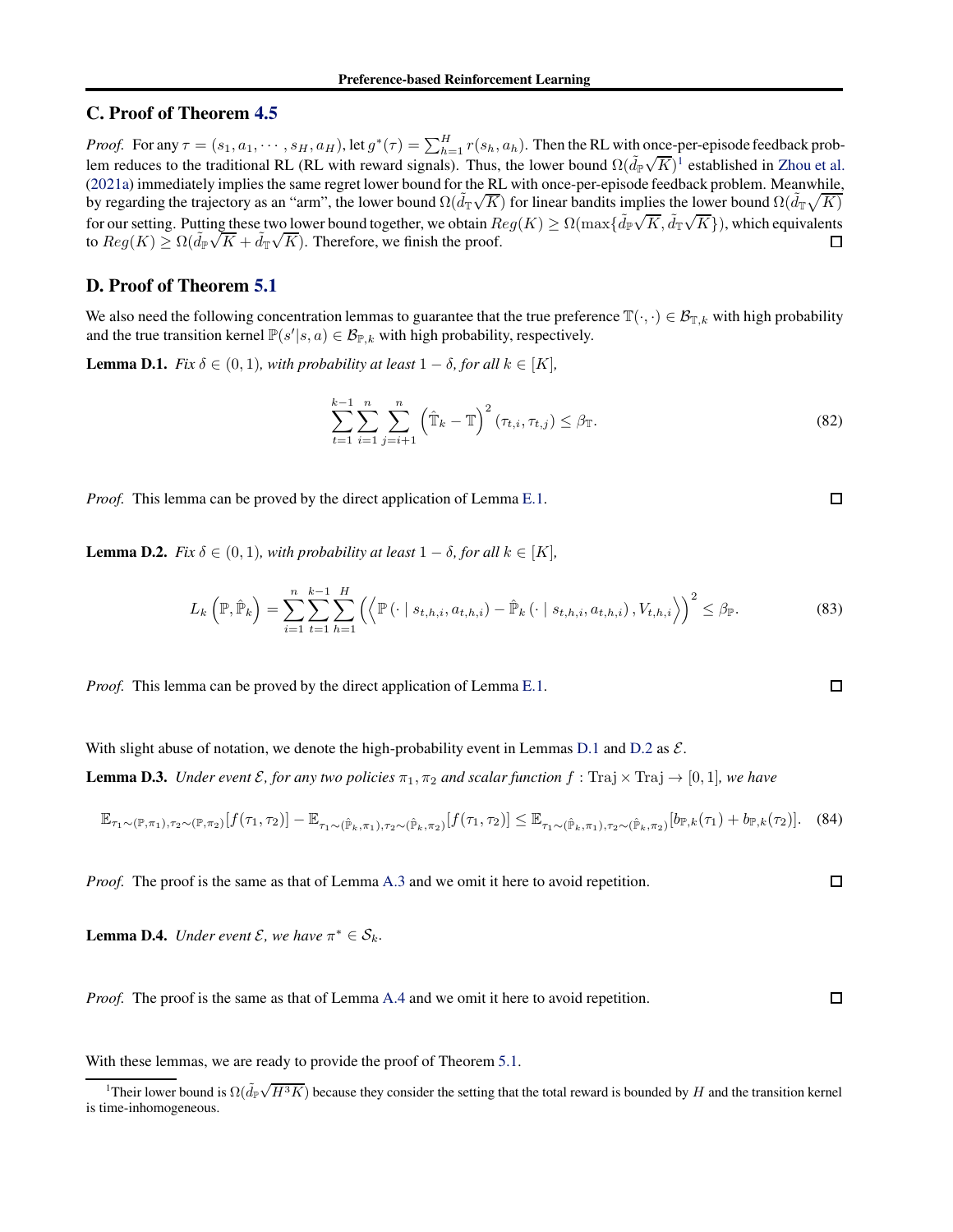## C. Proof of Theorem 4.5

*Proof.* For any $\tau = (s_1, a_1, \cdots, s_H, a_H)$, let $g^*(\tau) = \sum_{h=1}^{H} r(s_h, a_h)$. Then the RL with once-per-episode feedback problem reduces to the traditional RL (RL with reward signals). Thus, the lower bound $\Omega(\tilde{d}_{\mathbb{P}}\sqrt{K})$[1] established in Zhou et al. (2021a) immediately implies the same regret lower bound for the RL with once-per-episode feedback problem. Meanwhile, by regarding the trajectory as an "arm", the lower bound $\Omega(\tilde{d}_{\mathbb{T}}\sqrt{K})$ for linear bandits implies the lower bound $\Omega(\tilde{d}_{\mathbb{T}}\sqrt{K})$ for our setting. Putting these two lower bound together, we obtain $Reg(K) \geq \Omega(\max\{\tilde{d}_{\mathbb{P}}\sqrt{K}, \tilde{d}_{\mathbb{T}}\sqrt{K}\})$, which equivalents to $Reg(K) \geq \Omega(\tilde{d}_{\mathbb{P}}\sqrt{K} + \tilde{d}_{\mathbb{T}}\sqrt{K})$. Therefore, we finish the proof. □

## D. Proof of Theorem 5.1

We also need the following concentration lemmas to guarantee that the true preference $\mathbb{T}(\cdot,\cdot) \in \mathcal{B}_{\mathbb{T},k}$ with high probability and the true transition kernel $\mathbb{P}(s'|s,a) \in \mathcal{B}_{\mathbb{P},k}$ with high probability, respectively.

**Lemma D.1.** *Fix $\delta \in (0,1)$, with probability at least $1-\delta$, for all $k \in [K]$,*

$$\sum_{t=1}^{k-1}\sum_{i=1}^{n}\sum_{j=i+1}^{n}\left(\hat{\mathbb{T}}_k - \mathbb{T}\right)^2(\tau_{t,i}, \tau_{t,j}) \leq \beta_{\mathbb{T}}. \tag{82}$$

*Proof.* This lemma can be proved by the direct application of Lemma E.1. □

**Lemma D.2.** *Fix $\delta \in (0,1)$, with probability at least $1-\delta$, for all $k \in [K]$,*

$$L_k\left(\mathbb{P}, \hat{\mathbb{P}}_k\right) = \sum_{i=1}^{n}\sum_{t=1}^{k-1}\sum_{h=1}^{H}\left(\left\langle \mathbb{P}\left(\cdot \mid s_{t,h,i}, a_{t,h,i}\right) - \hat{\mathbb{P}}_k\left(\cdot \mid s_{t,h,i}, a_{t,h,i}\right), V_{t,h,i}\right\rangle\right)^2 \leq \beta_{\mathbb{P}}. \tag{83}$$

*Proof.* This lemma can be proved by the direct application of Lemma E.1. □

With slight abuse of notation, we denote the high-probability event in Lemmas D.1 and D.2 as $\mathcal{E}$.

**Lemma D.3.** *Under event $\mathcal{E}$, for any two policies $\pi_1, \pi_2$ and scalar function $f : \mathrm{Traj} \times \mathrm{Traj} \to [0,1]$, we have*

$$\mathbb{E}_{\tau_1 \sim (\mathbb{P},\pi_1), \tau_2 \sim (\mathbb{P},\pi_2)}[f(\tau_1, \tau_2)] - \mathbb{E}_{\tau_1 \sim (\hat{\mathbb{P}}_k,\pi_1), \tau_2 \sim (\hat{\mathbb{P}}_k,\pi_2)}[f(\tau_1, \tau_2)] \leq \mathbb{E}_{\tau_1 \sim (\hat{\mathbb{P}}_k,\pi_1), \tau_2 \sim (\hat{\mathbb{P}}_k,\pi_2)}[b_{\mathbb{P},k}(\tau_1) + b_{\mathbb{P},k}(\tau_2)]. \tag{84}$$

*Proof.* The proof is the same as that of Lemma A.3 and we omit it here to avoid repetition. □

**Lemma D.4.** *Under event $\mathcal{E}$, we have $\pi^* \in \mathcal{S}_k$.*

*Proof.* The proof is the same as that of Lemma A.4 and we omit it here to avoid repetition. □

With these lemmas, we are ready to provide the proof of Theorem 5.1.

[1] Their lower bound is $\Omega(\tilde{d}_{\mathbb{P}}\sqrt{H^3K})$ because they consider the setting that the total reward is bounded by $H$ and the transition kernel is time-inhomogeneous.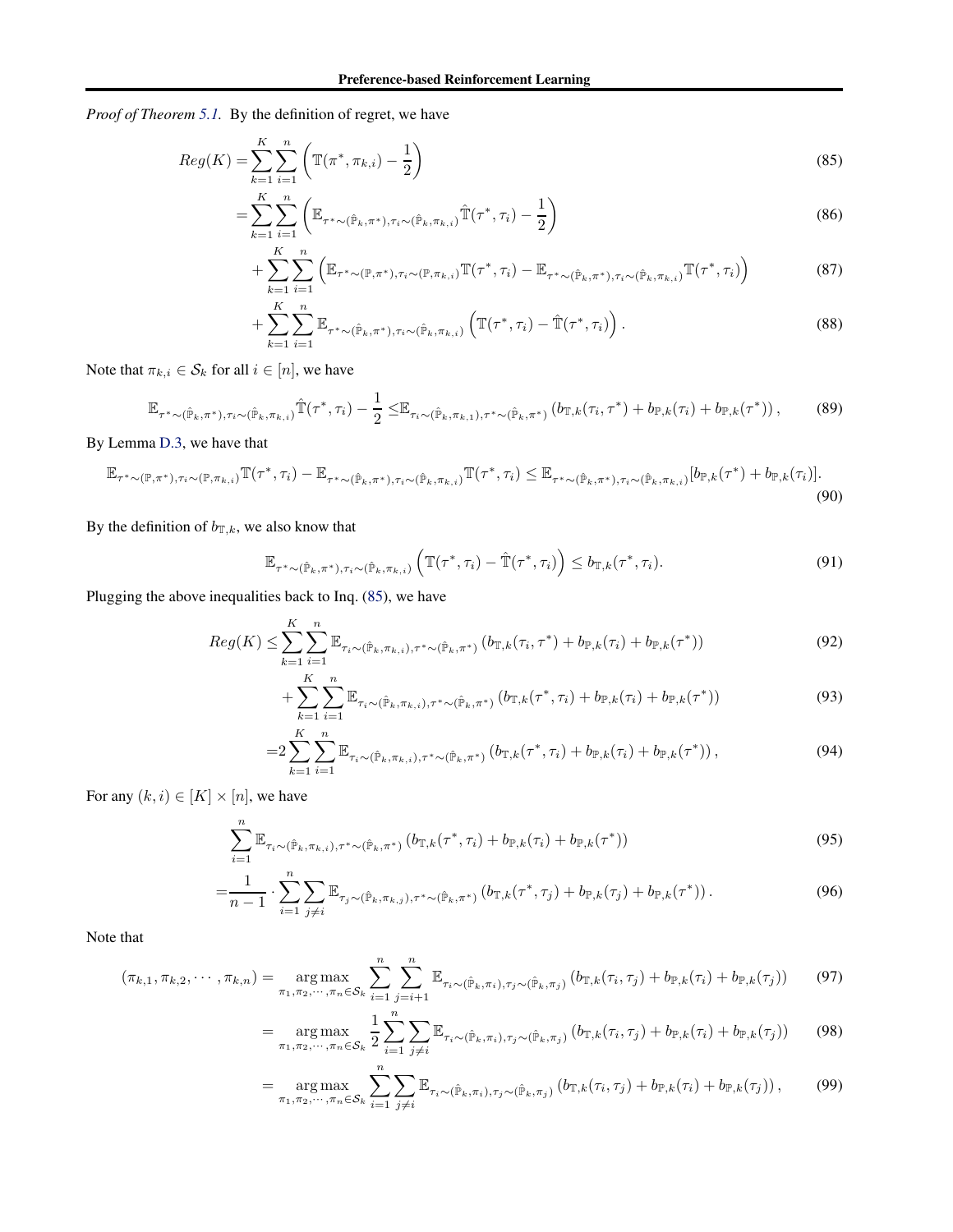*Proof of Theorem 5.1.* By the definition of regret, we have

$$Reg(K) = \sum_{k=1}^{K}\sum_{i=1}^{n}\left(\mathbb{T}(\pi^*, \pi_{k,i}) - \frac{1}{2}\right) \tag{85}$$

$$= \sum_{k=1}^{K}\sum_{i=1}^{n}\left(\mathbb{E}_{\tau^*\sim(\hat{\mathbb{P}}_k,\pi^*),\tau_i\sim(\hat{\mathbb{P}}_k,\pi_{k,i})}\hat{\mathbb{T}}(\tau^*,\tau_i) - \frac{1}{2}\right) \tag{86}$$

$$+ \sum_{k=1}^{K}\sum_{i=1}^{n}\left(\mathbb{E}_{\tau^*\sim(\mathbb{P},\pi^*),\tau_i\sim(\mathbb{P},\pi_{k,i})}\mathbb{T}(\tau^*,\tau_i) - \mathbb{E}_{\tau^*\sim(\hat{\mathbb{P}}_k,\pi^*),\tau_i\sim(\hat{\mathbb{P}}_k,\pi_{k,i})}\mathbb{T}(\tau^*,\tau_i)\right) \tag{87}$$

$$+ \sum_{k=1}^{K}\sum_{i=1}^{n}\mathbb{E}_{\tau^*\sim(\hat{\mathbb{P}}_k,\pi^*),\tau_i\sim(\hat{\mathbb{P}}_k,\pi_{k,i})}\left(\mathbb{T}(\tau^*,\tau_i) - \hat{\mathbb{T}}(\tau^*,\tau_i)\right). \tag{88}$$

Note that $\pi_{k,i} \in \mathcal{S}_k$ for all $i \in [n]$, we have

$$\mathbb{E}_{\tau^*\sim(\hat{\mathbb{P}}_k,\pi^*),\tau_i\sim(\hat{\mathbb{P}}_k,\pi_{k,i})}\hat{\mathbb{T}}(\tau^*,\tau_i) - \frac{1}{2} \leq \mathbb{E}_{\tau_i\sim(\hat{\mathbb{P}}_k,\pi_{k,1}),\tau^*\sim(\hat{\mathbb{P}}_k,\pi^*)}\left(b_{\mathbb{T},k}(\tau_i,\tau^*) + b_{\mathbb{P},k}(\tau_i) + b_{\mathbb{P},k}(\tau^*)\right), \tag{89}$$

By Lemma D.3, we have that

$$\mathbb{E}_{\tau^*\sim(\mathbb{P},\pi^*),\tau_i\sim(\mathbb{P},\pi_{k,i})}\mathbb{T}(\tau^*,\tau_i) - \mathbb{E}_{\tau^*\sim(\hat{\mathbb{P}}_k,\pi^*),\tau_i\sim(\hat{\mathbb{P}}_k,\pi_{k,i})}\mathbb{T}(\tau^*,\tau_i) \leq \mathbb{E}_{\tau^*\sim(\hat{\mathbb{P}}_k,\pi^*),\tau_i\sim(\hat{\mathbb{P}}_k,\pi_{k,i})}[b_{\mathbb{P},k}(\tau^*) + b_{\mathbb{P},k}(\tau_i)]. \tag{90}$$

By the definition of $b_{\mathbb{T},k}$, we also know that

$$\mathbb{E}_{\tau^*\sim(\hat{\mathbb{P}}_k,\pi^*),\tau_i\sim(\hat{\mathbb{P}}_k,\pi_{k,i})}\left(\mathbb{T}(\tau^*,\tau_i) - \hat{\mathbb{T}}(\tau^*,\tau_i)\right) \leq b_{\mathbb{T},k}(\tau^*,\tau_i). \tag{91}$$

Plugging the above inequalities back to Inq. (85), we have

$$Reg(K) \leq \sum_{k=1}^{K}\sum_{i=1}^{n}\mathbb{E}_{\tau_i\sim(\hat{\mathbb{P}}_k,\pi_{k,i}),\tau^*\sim(\hat{\mathbb{P}}_k,\pi^*)}\left(b_{\mathbb{T},k}(\tau_i,\tau^*) + b_{\mathbb{P},k}(\tau_i) + b_{\mathbb{P},k}(\tau^*)\right) \tag{92}$$

$$+ \sum_{k=1}^{K}\sum_{i=1}^{n}\mathbb{E}_{\tau_i\sim(\hat{\mathbb{P}}_k,\pi_{k,i}),\tau^*\sim(\hat{\mathbb{P}}_k,\pi^*)}\left(b_{\mathbb{T},k}(\tau^*,\tau_i) + b_{\mathbb{P},k}(\tau_i) + b_{\mathbb{P},k}(\tau^*)\right) \tag{93}$$

$$= 2\sum_{k=1}^{K}\sum_{i=1}^{n}\mathbb{E}_{\tau_i\sim(\hat{\mathbb{P}}_k,\pi_{k,i}),\tau^*\sim(\hat{\mathbb{P}}_k,\pi^*)}\left(b_{\mathbb{T},k}(\tau^*,\tau_i) + b_{\mathbb{P},k}(\tau_i) + b_{\mathbb{P},k}(\tau^*)\right), \tag{94}$$

For any $(k,i) \in [K] \times [n]$, we have

$$\sum_{i=1}^{n}\mathbb{E}_{\tau_i\sim(\hat{\mathbb{P}}_k,\pi_{k,i}),\tau^*\sim(\hat{\mathbb{P}}_k,\pi^*)}\left(b_{\mathbb{T},k}(\tau^*,\tau_i) + b_{\mathbb{P},k}(\tau_i) + b_{\mathbb{P},k}(\tau^*)\right) \tag{95}$$

$$= \frac{1}{n-1} \cdot \sum_{i=1}^{n}\sum_{j\neq i}\mathbb{E}_{\tau_j\sim(\hat{\mathbb{P}}_k,\pi_{k,j}),\tau^*\sim(\hat{\mathbb{P}}_k,\pi^*)}\left(b_{\mathbb{T},k}(\tau^*,\tau_j) + b_{\mathbb{P},k}(\tau_j) + b_{\mathbb{P},k}(\tau^*)\right). \tag{96}$$

Note that

$$(\pi_{k,1},\pi_{k,2},\cdots,\pi_{k,n}) = \underset{\pi_1,\pi_2,\cdots,\pi_n\in\mathcal{S}_k}{\arg\max}\sum_{i=1}^{n}\sum_{j=i+1}^{n}\mathbb{E}_{\tau_i\sim(\hat{\mathbb{P}}_k,\pi_i),\tau_j\sim(\hat{\mathbb{P}}_k,\pi_j)}\left(b_{\mathbb{T},k}(\tau_i,\tau_j) + b_{\mathbb{P},k}(\tau_i) + b_{\mathbb{P},k}(\tau_j)\right) \tag{97}$$

$$= \underset{\pi_1,\pi_2,\cdots,\pi_n\in\mathcal{S}_k}{\arg\max}\frac{1}{2}\sum_{i=1}^{n}\sum_{j\neq i}\mathbb{E}_{\tau_i\sim(\hat{\mathbb{P}}_k,\pi_i),\tau_j\sim(\hat{\mathbb{P}}_k,\pi_j)}\left(b_{\mathbb{T},k}(\tau_i,\tau_j) + b_{\mathbb{P},k}(\tau_i) + b_{\mathbb{P},k}(\tau_j)\right) \tag{98}$$

$$= \underset{\pi_1,\pi_2,\cdots,\pi_n\in\mathcal{S}_k}{\arg\max}\sum_{i=1}^{n}\sum_{j\neq i}\mathbb{E}_{\tau_i\sim(\hat{\mathbb{P}}_k,\pi_i),\tau_j\sim(\hat{\mathbb{P}}_k,\pi_j)}\left(b_{\mathbb{T},k}(\tau_i,\tau_j) + b_{\mathbb{P},k}(\tau_i) + b_{\mathbb{P},k}(\tau_j)\right), \tag{99}$$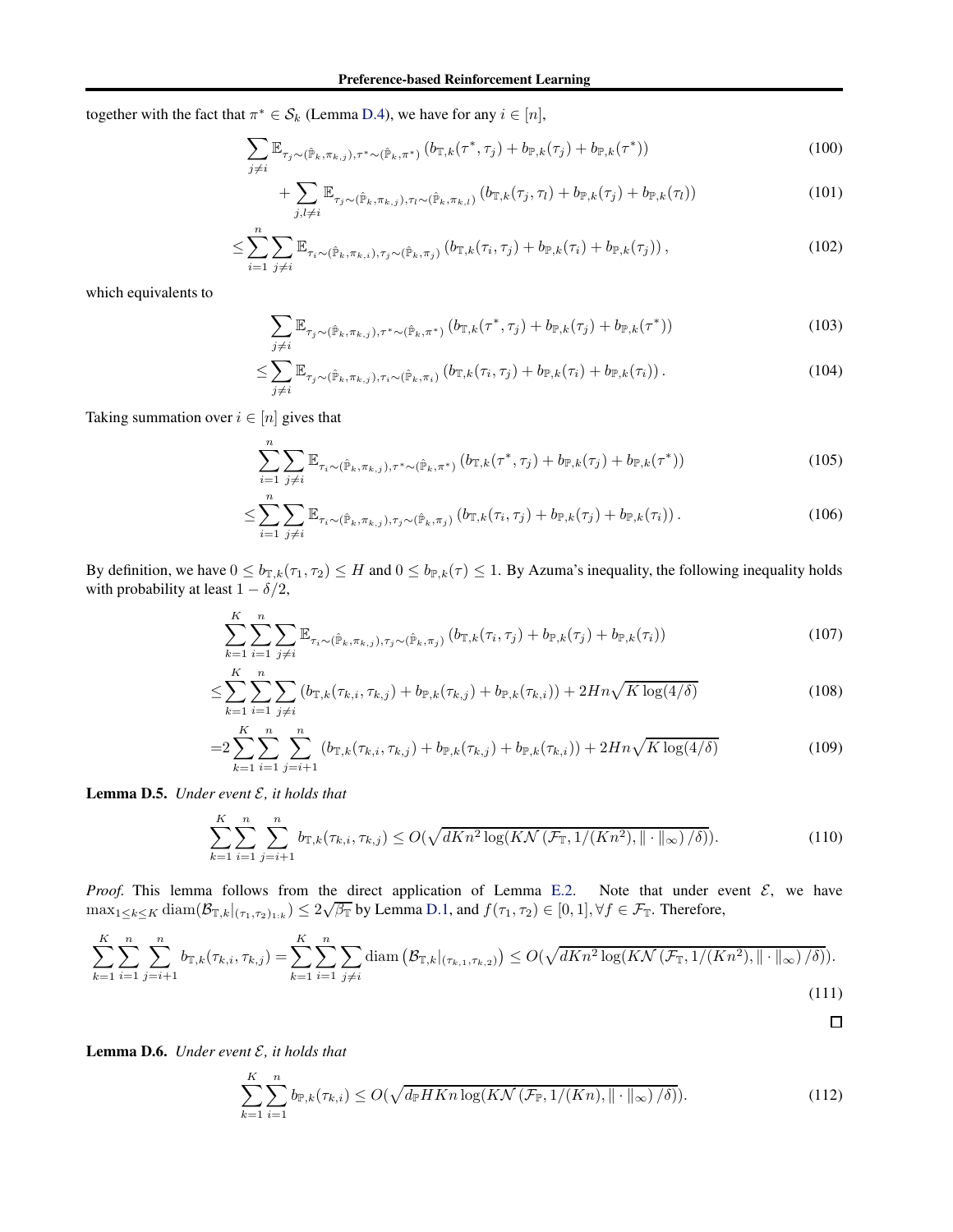together with the fact that $\pi^* \in \mathcal{S}_k$ (Lemma D.4), we have for any $i \in [n]$,

$$
\sum_{j \neq i} \mathbb{E}_{\tau_j \sim (\hat{\mathbb{P}}_k, \pi_{k,j}), \tau^* \sim (\hat{\mathbb{P}}_k, \pi^*)} \left( b_{\mathbb{T},k}(\tau^*, \tau_j) + b_{\mathbb{P},k}(\tau_j) + b_{\mathbb{P},k}(\tau^*) \right) \tag{100}
$$

$$
+ \sum_{j,l \neq i} \mathbb{E}_{\tau_j \sim (\hat{\mathbb{P}}_k, \pi_{k,j}), \tau_l \sim (\hat{\mathbb{P}}_k, \pi_{k,l})} \left( b_{\mathbb{T},k}(\tau_j, \tau_l) + b_{\mathbb{P},k}(\tau_j) + b_{\mathbb{P},k}(\tau_l) \right) \tag{101}
$$

$$
\leq \sum_{i=1}^{n} \sum_{j \neq i} \mathbb{E}_{\tau_i \sim (\hat{\mathbb{P}}_k, \pi_{k,i}), \tau_j \sim (\hat{\mathbb{P}}_k, \pi_j)} \left( b_{\mathbb{T},k}(\tau_i, \tau_j) + b_{\mathbb{P},k}(\tau_i) + b_{\mathbb{P},k}(\tau_j) \right), \tag{102}
$$

which equivalents to

$$
\sum_{j \neq i} \mathbb{E}_{\tau_j \sim (\hat{\mathbb{P}}_k, \pi_{k,j}), \tau^* \sim (\hat{\mathbb{P}}_k, \pi^*)} \left( b_{\mathbb{T},k}(\tau^*, \tau_j) + b_{\mathbb{P},k}(\tau_j) + b_{\mathbb{P},k}(\tau^*) \right) \tag{103}
$$

$$
\leq \sum_{j \neq i} \mathbb{E}_{\tau_j \sim (\hat{\mathbb{P}}_k, \pi_{k,j}), \tau_i \sim (\hat{\mathbb{P}}_k, \pi_i)} \left( b_{\mathbb{T},k}(\tau_i, \tau_j) + b_{\mathbb{P},k}(\tau_i) + b_{\mathbb{P},k}(\tau_i) \right). \tag{104}
$$

Taking summation over $i \in [n]$ gives that

$$
\sum_{i=1}^{n} \sum_{j \neq i} \mathbb{E}_{\tau_i \sim (\hat{\mathbb{P}}_k, \pi_{k,j}), \tau^* \sim (\hat{\mathbb{P}}_k, \pi^*)} \left( b_{\mathbb{T},k}(\tau^*, \tau_j) + b_{\mathbb{P},k}(\tau_j) + b_{\mathbb{P},k}(\tau^*) \right) \tag{105}
$$

$$
\leq \sum_{i=1}^{n} \sum_{j \neq i} \mathbb{E}_{\tau_i \sim (\hat{\mathbb{P}}_k, \pi_{k,j}), \tau_j \sim (\hat{\mathbb{P}}_k, \pi_j)} \left( b_{\mathbb{T},k}(\tau_i, \tau_j) + b_{\mathbb{P},k}(\tau_j) + b_{\mathbb{P},k}(\tau_i) \right). \tag{106}
$$

By definition, we have $0 \leq b_{\mathbb{T},k}(\tau_1, \tau_2) \leq H$ and $0 \leq b_{\mathbb{P},k}(\tau) \leq 1$. By Azuma's inequality, the following inequality holds with probability at least $1 - \delta/2$,

$$
\sum_{k=1}^{K} \sum_{i=1}^{n} \sum_{j \neq i} \mathbb{E}_{\tau_i \sim (\hat{\mathbb{P}}_k, \pi_{k,j}), \tau_j \sim (\hat{\mathbb{P}}_k, \pi_j)} \left( b_{\mathbb{T},k}(\tau_i, \tau_j) + b_{\mathbb{P},k}(\tau_j) + b_{\mathbb{P},k}(\tau_i) \right) \tag{107}
$$

$$
\leq \sum_{k=1}^{K} \sum_{i=1}^{n} \sum_{j \neq i} \left( b_{\mathbb{T},k}(\tau_{k,i}, \tau_{k,j}) + b_{\mathbb{P},k}(\tau_{k,j}) + b_{\mathbb{P},k}(\tau_{k,i}) \right) + 2Hn\sqrt{K \log(4/\delta)} \tag{108}
$$

$$
= 2 \sum_{k=1}^{K} \sum_{i=1}^{n} \sum_{j=i+1}^{n} \left( b_{\mathbb{T},k}(\tau_{k,i}, \tau_{k,j}) + b_{\mathbb{P},k}(\tau_{k,j}) + b_{\mathbb{P},k}(\tau_{k,i}) \right) + 2Hn\sqrt{K \log(4/\delta)} \tag{109}
$$

**Lemma D.5.** *Under event $\mathcal{E}$, it holds that*

$$
\sum_{k=1}^{K} \sum_{i=1}^{n} \sum_{j=i+1}^{n} b_{\mathbb{T},k}(\tau_{k,i}, \tau_{k,j}) \leq O(\sqrt{dKn^2 \log(K\mathcal{N}(\mathcal{F}_{\mathbb{T}}, 1/(Kn^2), \|\cdot\|_\infty)/\delta)}). \tag{110}
$$

*Proof.* This lemma follows from the direct application of Lemma E.2. Note that under event $\mathcal{E}$, we have $\max_{1 \leq k \leq K} \mathrm{diam}(\mathcal{B}_{\mathbb{T},k}|_{(\tau_1, \tau_2)_{1:k}}) \leq 2\sqrt{\beta_{\mathbb{T}}}$ by Lemma D.1, and $f(\tau_1, \tau_2) \in [0, 1], \forall f \in \mathcal{F}_{\mathbb{T}}$. Therefore,

$$
\sum_{k=1}^{K} \sum_{i=1}^{n} \sum_{j=i+1}^{n} b_{\mathbb{T},k}(\tau_{k,i}, \tau_{k,j}) = \sum_{k=1}^{K} \sum_{i=1}^{n} \sum_{j \neq i} \mathrm{diam}\left(\mathcal{B}_{\mathbb{T},k}|_{(\tau_{k,1}, \tau_{k,2})}\right) \leq O(\sqrt{dKn^2 \log(K\mathcal{N}(\mathcal{F}_{\mathbb{T}}, 1/(Kn^2), \|\cdot\|_\infty)/\delta)}). \tag{111}
$$

∎

**Lemma D.6.** *Under event $\mathcal{E}$, it holds that*

$$
\sum_{k=1}^{K} \sum_{i=1}^{n} b_{\mathbb{P},k}(\tau_{k,i}) \leq O(\sqrt{d_{\mathbb{P}} HKn \log(K\mathcal{N}(\mathcal{F}_{\mathbb{P}}, 1/(Kn), \|\cdot\|_\infty)/\delta)}). \tag{112}
$$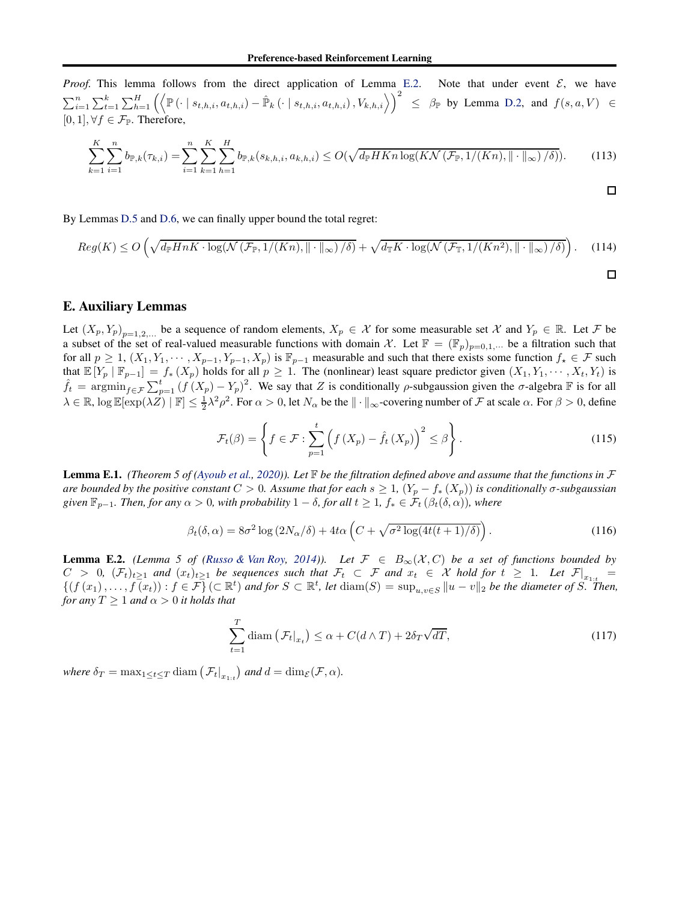*Proof.* This lemma follows from the direct application of Lemma E.2. Note that under event $\mathcal{E}$, we have $\sum_{i=1}^{n}\sum_{t=1}^{k}\sum_{h=1}^{H}\left(\left\langle \mathbb{P}\left(\cdot \mid s_{t,h,i}, a_{t,h,i}\right) - \hat{\mathbb{P}}_k\left(\cdot \mid s_{t,h,i}, a_{t,h,i}\right), V_{k,h,i}\right\rangle\right)^2 \leq \beta_{\mathbb{P}}$ by Lemma D.2, and $f(s,a,V) \in [0,1], \forall f \in \mathcal{F}_{\mathbb{P}}$. Therefore,

$$\sum_{k=1}^{K}\sum_{i=1}^{n} b_{\mathbb{P},k}(\tau_{k,i}) = \sum_{i=1}^{n}\sum_{k=1}^{K}\sum_{h=1}^{H} b_{\mathbb{P},k}(s_{k,h,i}, a_{k,h,i}) \leq O(\sqrt{d_{\mathbb{P}} HKn \log(K\mathcal{N}\left(\mathcal{F}_{\mathbb{P}}, 1/(Kn), \|\cdot\|_{\infty}\right)/\delta)}). \tag{113}$$

$\square$

By Lemmas D.5 and D.6, we can finally upper bound the total regret:

$$Reg(K) \leq O\left(\sqrt{d_{\mathbb{P}} HnK \cdot \log(\mathcal{N}\left(\mathcal{F}_{\mathbb{P}}, 1/(Kn), \|\cdot\|_{\infty}\right)/\delta)} + \sqrt{d_{\mathbb{T}} K \cdot \log(\mathcal{N}\left(\mathcal{F}_{\mathbb{T}}, 1/(Kn^2), \|\cdot\|_{\infty}\right)/\delta)}\right). \tag{114}$$

$\square$

## E. Auxiliary Lemmas

Let $(X_p, Y_p)_{p=1,2,\ldots}$ be a sequence of random elements, $X_p \in \mathcal{X}$ for some measurable set $\mathcal{X}$ and $Y_p \in \mathbb{R}$. Let $\mathcal{F}$ be a subset of the set of real-valued measurable functions with domain $\mathcal{X}$. Let $\mathbb{F} = (\mathbb{F}_p)_{p=0,1,\cdots}$ be a filtration such that for all $p \geq 1$, $(X_1, Y_1, \cdots, X_{p-1}, Y_{p-1}, X_p)$ is $\mathbb{F}_{p-1}$ measurable and such that there exists some function $f_\star \in \mathcal{F}$ such that $\mathbb{E}\left[Y_p \mid \mathbb{F}_{p-1}\right] = f_*\left(X_p\right)$ holds for all $p \geq 1$. The (nonlinear) least square predictor given $(X_1, Y_1, \cdots, X_t, Y_t)$ is $\hat{f}_t = \operatorname{argmin}_{f \in \mathcal{F}} \sum_{p=1}^{t}\left(f\left(X_p\right) - Y_p\right)^2$. We say that $Z$ is conditionally $\rho$-subgaussion given the $\sigma$-algebra $\mathbb{F}$ is for all $\lambda \in \mathbb{R}$, $\log \mathbb{E}[\exp(\lambda Z) \mid \mathbb{F}] \leq \frac{1}{2}\lambda^2\rho^2$. For $\alpha > 0$, let $N_\alpha$ be the $\|\cdot\|_\infty$-covering number of $\mathcal{F}$ at scale $\alpha$. For $\beta > 0$, define

$$\mathcal{F}_t(\beta) = \left\{ f \in \mathcal{F} : \sum_{p=1}^{t}\left(f\left(X_p\right) - \hat{f}_t\left(X_p\right)\right)^2 \leq \beta \right\}. \tag{115}$$

**Lemma E.1.** *(Theorem 5 of (Ayoub et al., 2020)). Let $\mathbb{F}$ be the filtration defined above and assume that the functions in $\mathcal{F}$ are bounded by the positive constant $C > 0$. Assume that for each $s \geq 1$, $(Y_p - f_*\left(X_p\right))$ is conditionally $\sigma$-subgaussian given $\mathbb{F}_{p-1}$. Then, for any $\alpha > 0$, with probability $1 - \delta$, for all $t \geq 1$, $f_* \in \mathcal{F}_t\left(\beta_t(\delta, \alpha)\right)$, where*

$$\beta_t(\delta, \alpha) = 8\sigma^2 \log\left(2N_\alpha/\delta\right) + 4t\alpha\left(C + \sqrt{\sigma^2 \log(4t(t+1)/\delta)}\right). \tag{116}$$

**Lemma E.2.** *(Lemma 5 of (Russo & Van Roy, 2014)). Let $\mathcal{F} \in B_\infty(\mathcal{X}, C)$ be a set of functions bounded by $C > 0$, $(\mathcal{F}_t)_{t\geq 1}$ and $(x_t)_{t \geq 1}$ be sequences such that $\mathcal{F}_t \subset \mathcal{F}$ and $x_t \in \mathcal{X}$ hold for $t \geq 1$. Let $\mathcal{F}|_{x_{1:t}} = \{(f\left(x_1\right), \ldots, f\left(x_t\right)) : f \in \mathcal{F}\} (\subset \mathbb{R}^t)$ and for $S \subset \mathbb{R}^t$, let $\operatorname{diam}(S) = \sup_{u,v \in S}\|u - v\|_2$ be the diameter of $S$. Then, for any $T \geq 1$ and $\alpha > 0$ it holds that*

$$\sum_{t=1}^{T} \operatorname{diam}\left(\mathcal{F}_t|_{x_t}\right) \leq \alpha + C(d \wedge T) + 2\delta_T\sqrt{dT}, \tag{117}$$

*where $\delta_T = \max_{1 \leq t \leq T} \operatorname{diam}\left(\mathcal{F}_t|_{x_{1:t}}\right)$ and $d = \dim_{\mathcal{E}}(\mathcal{F}, \alpha)$.*